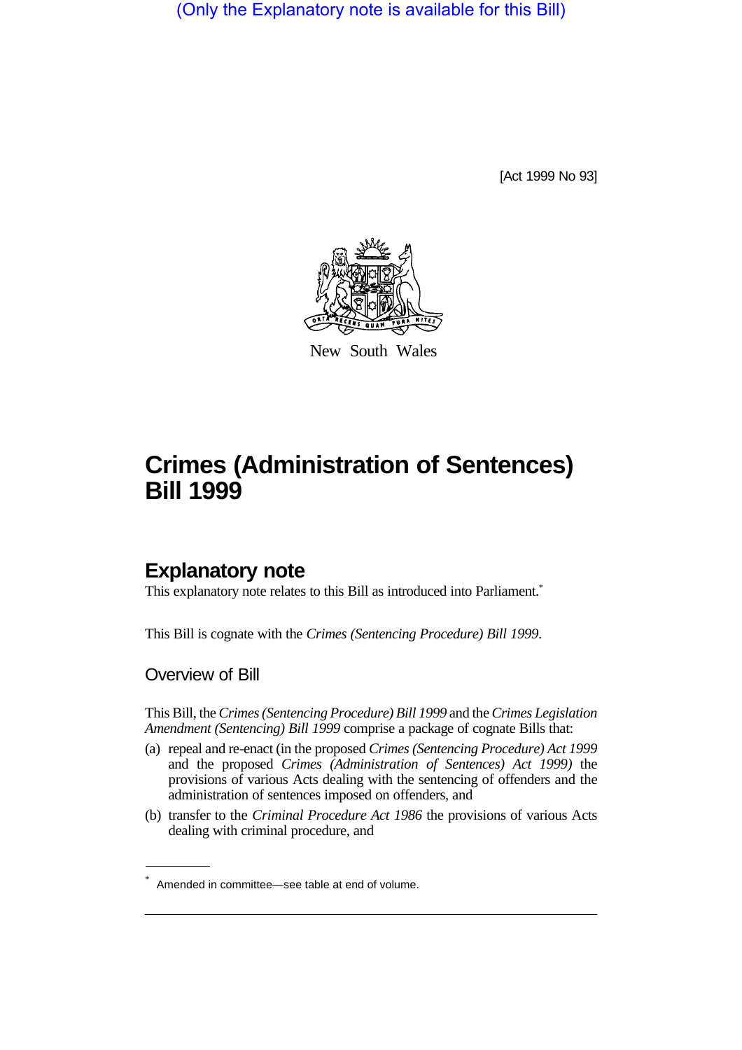(Only the Explanatory note is available for this Bill)

[Act 1999 No 93]

New South Wales

# Crimes (Administration of Sentences) Bill 1999

## Explanatory note

This explanatory note relates to this Bill as introduced into Parliament.*

This Bill is cognate with the *Crimes (Sentencing Procedure) Bill 1999*.

### Overview of Bill

This Bill, the *Crimes (Sentencing Procedure) Bill 1999* and the *Crimes Legislation Amendment (Sentencing) Bill 1999* comprise a package of cognate Bills that:

(a) repeal and re-enact (in the proposed *Crimes (Sentencing Procedure) Act 1999* and the proposed *Crimes (Administration of Sentences) Act 1999)* the provisions of various Acts dealing with the sentencing of offenders and the administration of sentences imposed on offenders, and

(b) transfer to the *Criminal Procedure Act 1986* the provisions of various Acts dealing with criminal procedure, and

\* Amended in committee—see table at end of volume.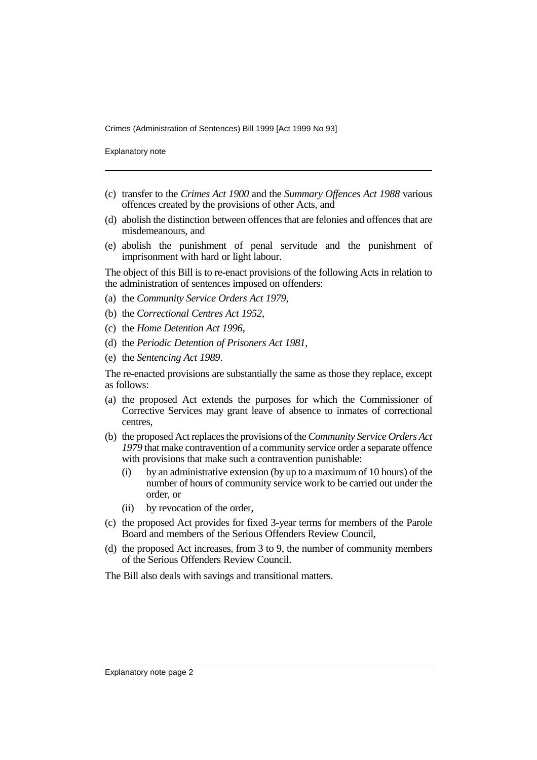(c) transfer to the *Crimes Act 1900* and the *Summary Offences Act 1988* various offences created by the provisions of other Acts, and

(d) abolish the distinction between offences that are felonies and offences that are misdemeanours, and

(e) abolish the punishment of penal servitude and the punishment of imprisonment with hard or light labour.

The object of this Bill is to re-enact provisions of the following Acts in relation to the administration of sentences imposed on offenders:

(a) the *Community Service Orders Act 1979*,

(b) the *Correctional Centres Act 1952*,

(c) the *Home Detention Act 1996*,

(d) the *Periodic Detention of Prisoners Act 1981*,

(e) the *Sentencing Act 1989*.

The re-enacted provisions are substantially the same as those they replace, except as follows:

(a) the proposed Act extends the purposes for which the Commissioner of Corrective Services may grant leave of absence to inmates of correctional centres,

(b) the proposed Act replaces the provisions of the *Community Service Orders Act 1979* that make contravention of a community service order a separate offence with provisions that make such a contravention punishable:

   (i) by an administrative extension (by up to a maximum of 10 hours) of the number of hours of community service work to be carried out under the order, or

   (ii) by revocation of the order,

(c) the proposed Act provides for fixed 3-year terms for members of the Parole Board and members of the Serious Offenders Review Council,

(d) the proposed Act increases, from 3 to 9, the number of community members of the Serious Offenders Review Council.

The Bill also deals with savings and transitional matters.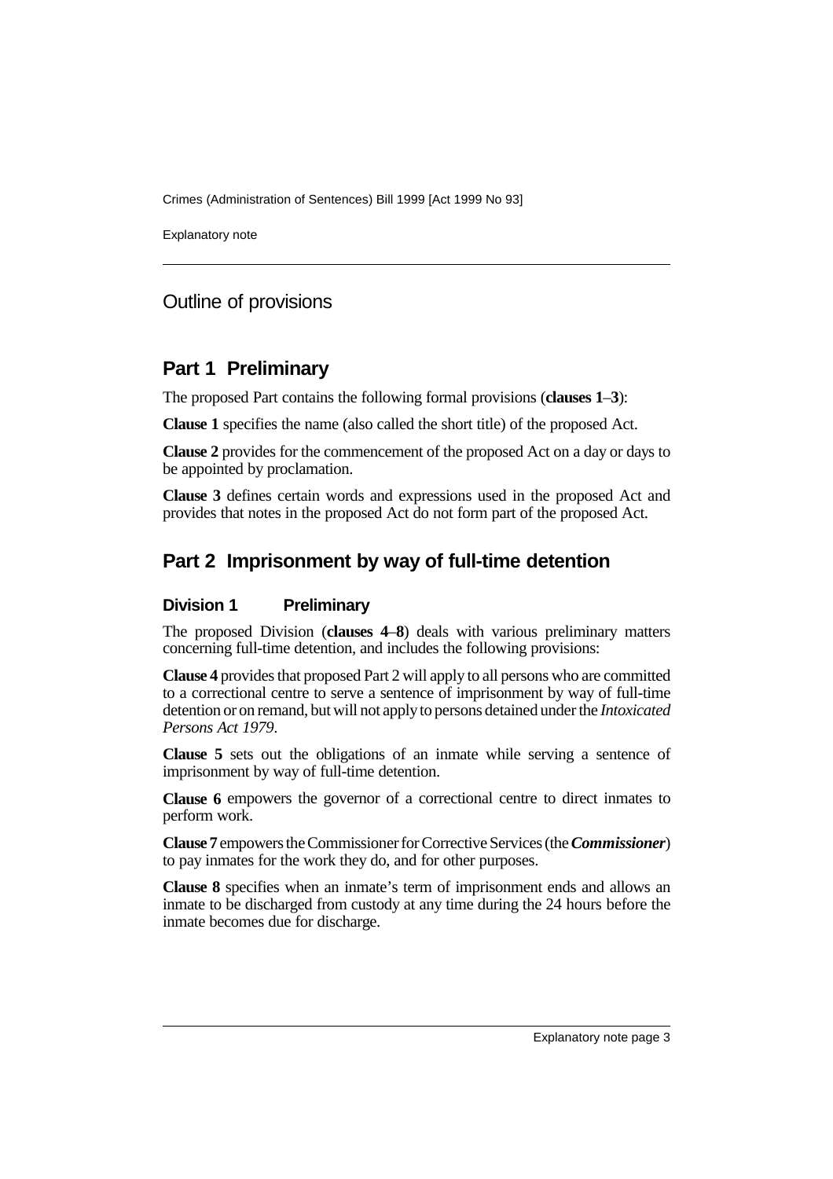## Outline of provisions

## Part 1 Preliminary

The proposed Part contains the following formal provisions (**clauses 1**–**3**):

**Clause 1** specifies the name (also called the short title) of the proposed Act.

**Clause 2** provides for the commencement of the proposed Act on a day or days to be appointed by proclamation.

**Clause 3** defines certain words and expressions used in the proposed Act and provides that notes in the proposed Act do not form part of the proposed Act.

## Part 2 Imprisonment by way of full-time detention

### Division 1 Preliminary

The proposed Division (**clauses 4**–**8**) deals with various preliminary matters concerning full-time detention, and includes the following provisions:

**Clause 4** provides that proposed Part 2 will apply to all persons who are committed to a correctional centre to serve a sentence of imprisonment by way of full-time detention or on remand, but will not apply to persons detained under the *Intoxicated Persons Act 1979*.

**Clause 5** sets out the obligations of an inmate while serving a sentence of imprisonment by way of full-time detention.

**Clause 6** empowers the governor of a correctional centre to direct inmates to perform work.

**Clause 7** empowers the Commissioner for Corrective Services (the ***Commissioner***) to pay inmates for the work they do, and for other purposes.

**Clause 8** specifies when an inmate's term of imprisonment ends and allows an inmate to be discharged from custody at any time during the 24 hours before the inmate becomes due for discharge.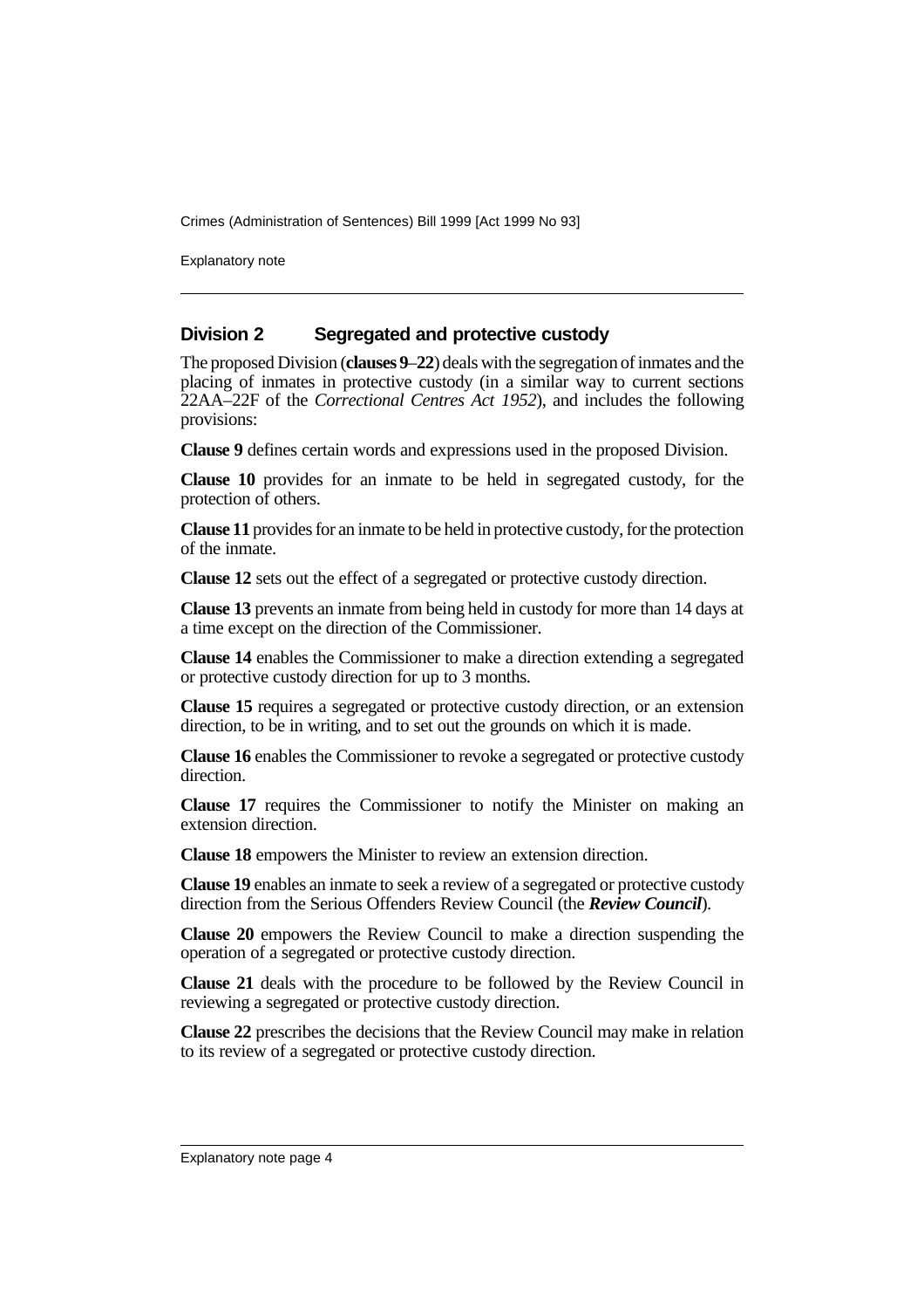## Division 2 Segregated and protective custody

The proposed Division (**clauses 9**–**22**) deals with the segregation of inmates and the placing of inmates in protective custody (in a similar way to current sections 22AA–22F of the *Correctional Centres Act 1952*), and includes the following provisions:

**Clause 9** defines certain words and expressions used in the proposed Division.

**Clause 10** provides for an inmate to be held in segregated custody, for the protection of others.

**Clause 11** provides for an inmate to be held in protective custody, for the protection of the inmate.

**Clause 12** sets out the effect of a segregated or protective custody direction.

**Clause 13** prevents an inmate from being held in custody for more than 14 days at a time except on the direction of the Commissioner.

**Clause 14** enables the Commissioner to make a direction extending a segregated or protective custody direction for up to 3 months.

**Clause 15** requires a segregated or protective custody direction, or an extension direction, to be in writing, and to set out the grounds on which it is made.

**Clause 16** enables the Commissioner to revoke a segregated or protective custody direction.

**Clause 17** requires the Commissioner to notify the Minister on making an extension direction.

**Clause 18** empowers the Minister to review an extension direction.

**Clause 19** enables an inmate to seek a review of a segregated or protective custody direction from the Serious Offenders Review Council (the ***Review Council***).

**Clause 20** empowers the Review Council to make a direction suspending the operation of a segregated or protective custody direction.

**Clause 21** deals with the procedure to be followed by the Review Council in reviewing a segregated or protective custody direction.

**Clause 22** prescribes the decisions that the Review Council may make in relation to its review of a segregated or protective custody direction.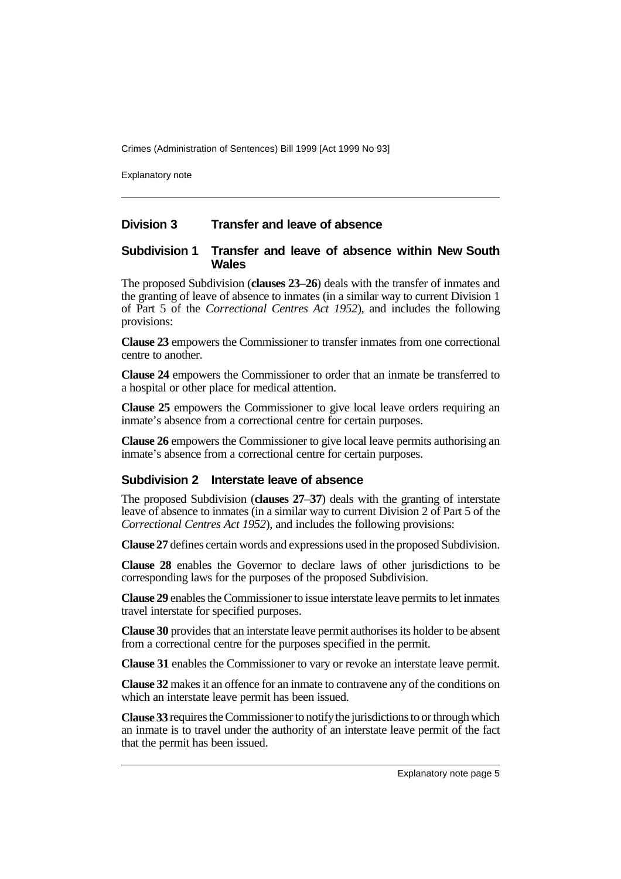## Division 3 Transfer and leave of absence

### Subdivision 1 Transfer and leave of absence within New South Wales

The proposed Subdivision (**clauses 23**–**26**) deals with the transfer of inmates and the granting of leave of absence to inmates (in a similar way to current Division 1 of Part 5 of the *Correctional Centres Act 1952*), and includes the following provisions:

**Clause 23** empowers the Commissioner to transfer inmates from one correctional centre to another.

**Clause 24** empowers the Commissioner to order that an inmate be transferred to a hospital or other place for medical attention.

**Clause 25** empowers the Commissioner to give local leave orders requiring an inmate's absence from a correctional centre for certain purposes.

**Clause 26** empowers the Commissioner to give local leave permits authorising an inmate's absence from a correctional centre for certain purposes.

### Subdivision 2 Interstate leave of absence

The proposed Subdivision (**clauses 27**–**37**) deals with the granting of interstate leave of absence to inmates (in a similar way to current Division 2 of Part 5 of the *Correctional Centres Act 1952*), and includes the following provisions:

**Clause 27** defines certain words and expressions used in the proposed Subdivision.

**Clause 28** enables the Governor to declare laws of other jurisdictions to be corresponding laws for the purposes of the proposed Subdivision.

**Clause 29** enables the Commissioner to issue interstate leave permits to let inmates travel interstate for specified purposes.

**Clause 30** provides that an interstate leave permit authorises its holder to be absent from a correctional centre for the purposes specified in the permit.

**Clause 31** enables the Commissioner to vary or revoke an interstate leave permit.

**Clause 32** makes it an offence for an inmate to contravene any of the conditions on which an interstate leave permit has been issued.

**Clause 33** requires the Commissioner to notify the jurisdictions to or through which an inmate is to travel under the authority of an interstate leave permit of the fact that the permit has been issued.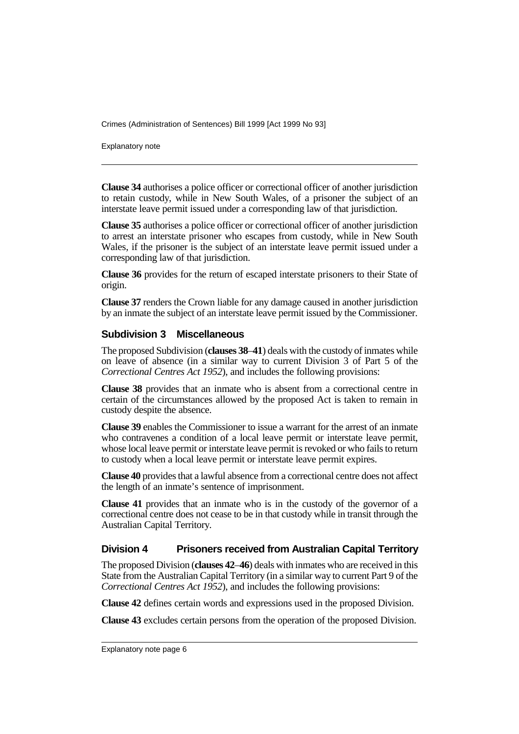**Clause 34** authorises a police officer or correctional officer of another jurisdiction to retain custody, while in New South Wales, of a prisoner the subject of an interstate leave permit issued under a corresponding law of that jurisdiction.

**Clause 35** authorises a police officer or correctional officer of another jurisdiction to arrest an interstate prisoner who escapes from custody, while in New South Wales, if the prisoner is the subject of an interstate leave permit issued under a corresponding law of that jurisdiction.

**Clause 36** provides for the return of escaped interstate prisoners to their State of origin.

**Clause 37** renders the Crown liable for any damage caused in another jurisdiction by an inmate the subject of an interstate leave permit issued by the Commissioner.

### Subdivision 3 Miscellaneous

The proposed Subdivision (**clauses 38**–**41**) deals with the custody of inmates while on leave of absence (in a similar way to current Division 3 of Part 5 of the *Correctional Centres Act 1952*), and includes the following provisions:

**Clause 38** provides that an inmate who is absent from a correctional centre in certain of the circumstances allowed by the proposed Act is taken to remain in custody despite the absence.

**Clause 39** enables the Commissioner to issue a warrant for the arrest of an inmate who contravenes a condition of a local leave permit or interstate leave permit, whose local leave permit or interstate leave permit is revoked or who fails to return to custody when a local leave permit or interstate leave permit expires.

**Clause 40** provides that a lawful absence from a correctional centre does not affect the length of an inmate's sentence of imprisonment.

**Clause 41** provides that an inmate who is in the custody of the governor of a correctional centre does not cease to be in that custody while in transit through the Australian Capital Territory.

## Division 4 Prisoners received from Australian Capital Territory

The proposed Division (**clauses 42**–**46**) deals with inmates who are received in this State from the Australian Capital Territory (in a similar way to current Part 9 of the *Correctional Centres Act 1952*), and includes the following provisions:

**Clause 42** defines certain words and expressions used in the proposed Division.

**Clause 43** excludes certain persons from the operation of the proposed Division.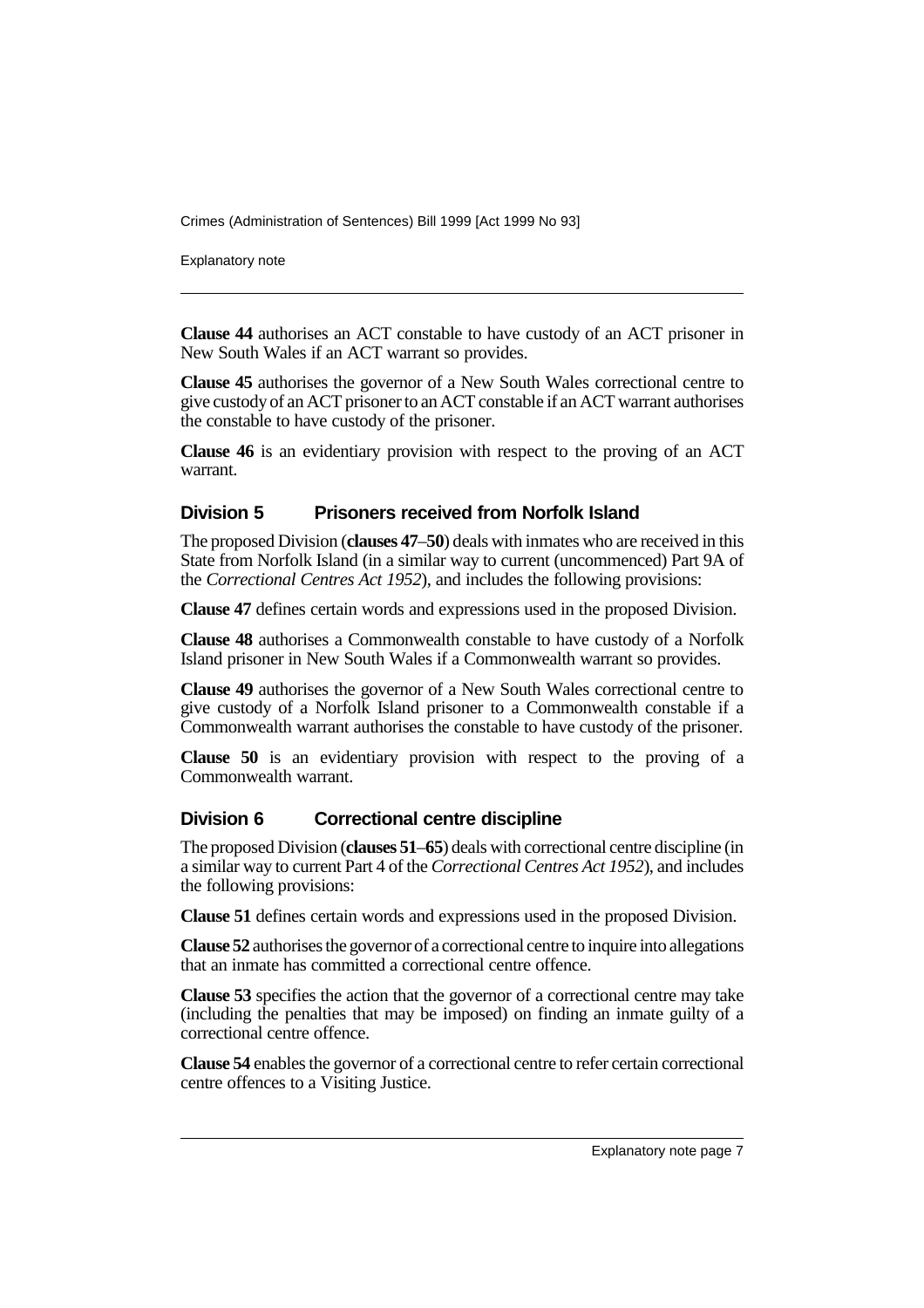**Clause 44** authorises an ACT constable to have custody of an ACT prisoner in New South Wales if an ACT warrant so provides.

**Clause 45** authorises the governor of a New South Wales correctional centre to give custody of an ACT prisoner to an ACT constable if an ACT warrant authorises the constable to have custody of the prisoner.

**Clause 46** is an evidentiary provision with respect to the proving of an ACT warrant.

## Division 5 Prisoners received from Norfolk Island

The proposed Division (**clauses 47**–**50**) deals with inmates who are received in this State from Norfolk Island (in a similar way to current (uncommenced) Part 9A of the *Correctional Centres Act 1952*), and includes the following provisions:

**Clause 47** defines certain words and expressions used in the proposed Division.

**Clause 48** authorises a Commonwealth constable to have custody of a Norfolk Island prisoner in New South Wales if a Commonwealth warrant so provides.

**Clause 49** authorises the governor of a New South Wales correctional centre to give custody of a Norfolk Island prisoner to a Commonwealth constable if a Commonwealth warrant authorises the constable to have custody of the prisoner.

**Clause 50** is an evidentiary provision with respect to the proving of a Commonwealth warrant.

## Division 6 Correctional centre discipline

The proposed Division (**clauses 51**–**65**) deals with correctional centre discipline (in a similar way to current Part 4 of the *Correctional Centres Act 1952*), and includes the following provisions:

**Clause 51** defines certain words and expressions used in the proposed Division.

**Clause 52** authorises the governor of a correctional centre to inquire into allegations that an inmate has committed a correctional centre offence.

**Clause 53** specifies the action that the governor of a correctional centre may take (including the penalties that may be imposed) on finding an inmate guilty of a correctional centre offence.

**Clause 54** enables the governor of a correctional centre to refer certain correctional centre offences to a Visiting Justice.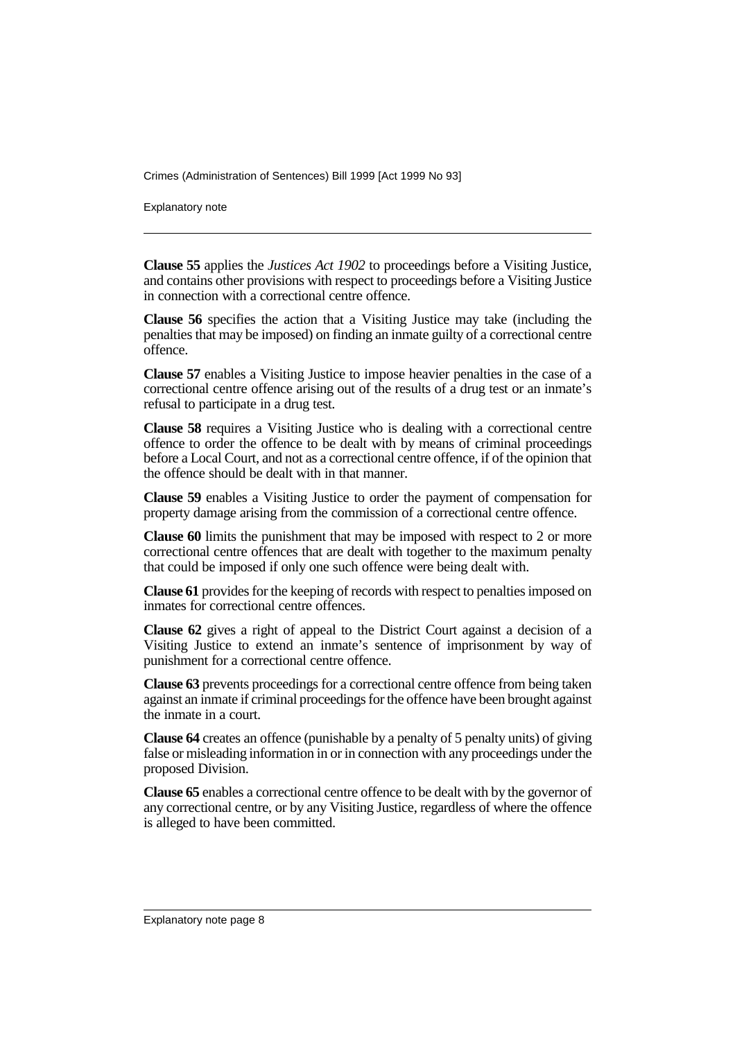**Clause 55** applies the *Justices Act 1902* to proceedings before a Visiting Justice, and contains other provisions with respect to proceedings before a Visiting Justice in connection with a correctional centre offence.

**Clause 56** specifies the action that a Visiting Justice may take (including the penalties that may be imposed) on finding an inmate guilty of a correctional centre offence.

**Clause 57** enables a Visiting Justice to impose heavier penalties in the case of a correctional centre offence arising out of the results of a drug test or an inmate's refusal to participate in a drug test.

**Clause 58** requires a Visiting Justice who is dealing with a correctional centre offence to order the offence to be dealt with by means of criminal proceedings before a Local Court, and not as a correctional centre offence, if of the opinion that the offence should be dealt with in that manner.

**Clause 59** enables a Visiting Justice to order the payment of compensation for property damage arising from the commission of a correctional centre offence.

**Clause 60** limits the punishment that may be imposed with respect to 2 or more correctional centre offences that are dealt with together to the maximum penalty that could be imposed if only one such offence were being dealt with.

**Clause 61** provides for the keeping of records with respect to penalties imposed on inmates for correctional centre offences.

**Clause 62** gives a right of appeal to the District Court against a decision of a Visiting Justice to extend an inmate's sentence of imprisonment by way of punishment for a correctional centre offence.

**Clause 63** prevents proceedings for a correctional centre offence from being taken against an inmate if criminal proceedings for the offence have been brought against the inmate in a court.

**Clause 64** creates an offence (punishable by a penalty of 5 penalty units) of giving false or misleading information in or in connection with any proceedings under the proposed Division.

**Clause 65** enables a correctional centre offence to be dealt with by the governor of any correctional centre, or by any Visiting Justice, regardless of where the offence is alleged to have been committed.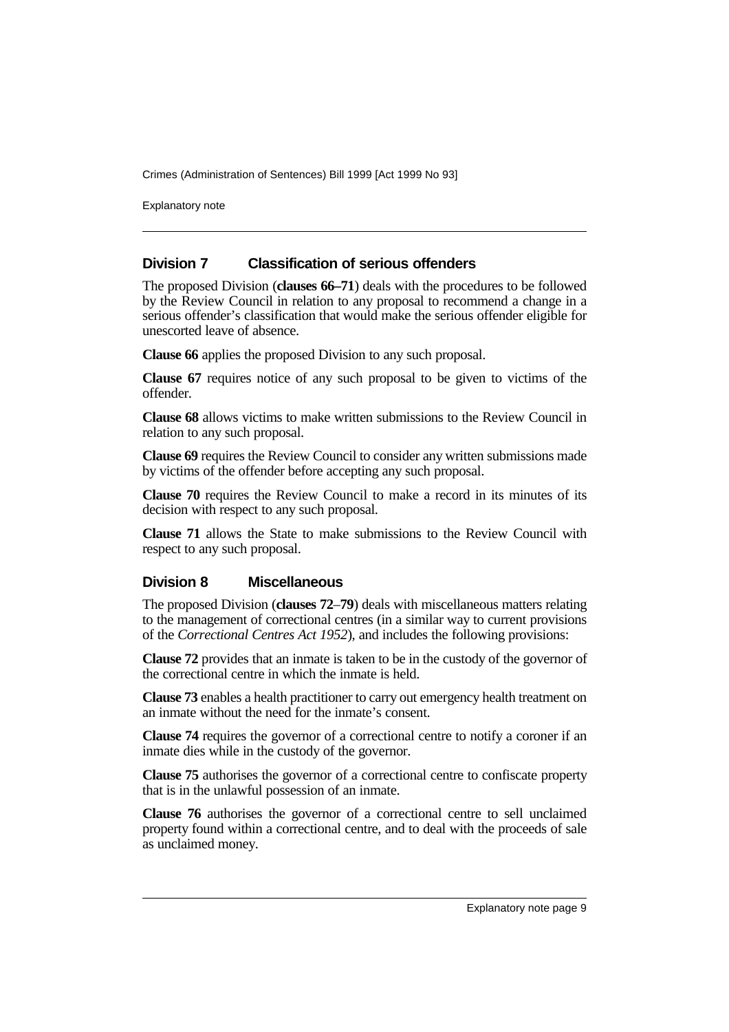## Division 7 Classification of serious offenders

The proposed Division (**clauses 66–71**) deals with the procedures to be followed by the Review Council in relation to any proposal to recommend a change in a serious offender's classification that would make the serious offender eligible for unescorted leave of absence.

**Clause 66** applies the proposed Division to any such proposal.

**Clause 67** requires notice of any such proposal to be given to victims of the offender.

**Clause 68** allows victims to make written submissions to the Review Council in relation to any such proposal.

**Clause 69** requires the Review Council to consider any written submissions made by victims of the offender before accepting any such proposal.

**Clause 70** requires the Review Council to make a record in its minutes of its decision with respect to any such proposal.

**Clause 71** allows the State to make submissions to the Review Council with respect to any such proposal.

## Division 8 Miscellaneous

The proposed Division (**clauses 72–79**) deals with miscellaneous matters relating to the management of correctional centres (in a similar way to current provisions of the *Correctional Centres Act 1952*), and includes the following provisions:

**Clause 72** provides that an inmate is taken to be in the custody of the governor of the correctional centre in which the inmate is held.

**Clause 73** enables a health practitioner to carry out emergency health treatment on an inmate without the need for the inmate's consent.

**Clause 74** requires the governor of a correctional centre to notify a coroner if an inmate dies while in the custody of the governor.

**Clause 75** authorises the governor of a correctional centre to confiscate property that is in the unlawful possession of an inmate.

**Clause 76** authorises the governor of a correctional centre to sell unclaimed property found within a correctional centre, and to deal with the proceeds of sale as unclaimed money.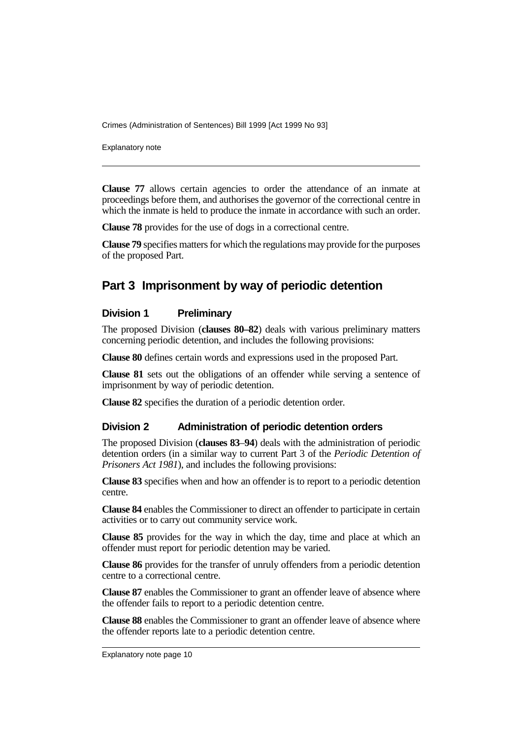**Clause 77** allows certain agencies to order the attendance of an inmate at proceedings before them, and authorises the governor of the correctional centre in which the inmate is held to produce the inmate in accordance with such an order.

**Clause 78** provides for the use of dogs in a correctional centre.

**Clause 79** specifies matters for which the regulations may provide for the purposes of the proposed Part.

## Part 3 Imprisonment by way of periodic detention

### Division 1 Preliminary

The proposed Division (**clauses 80–82**) deals with various preliminary matters concerning periodic detention, and includes the following provisions:

**Clause 80** defines certain words and expressions used in the proposed Part.

**Clause 81** sets out the obligations of an offender while serving a sentence of imprisonment by way of periodic detention.

**Clause 82** specifies the duration of a periodic detention order.

### Division 2 Administration of periodic detention orders

The proposed Division (**clauses 83**–**94**) deals with the administration of periodic detention orders (in a similar way to current Part 3 of the *Periodic Detention of Prisoners Act 1981*), and includes the following provisions:

**Clause 83** specifies when and how an offender is to report to a periodic detention centre.

**Clause 84** enables the Commissioner to direct an offender to participate in certain activities or to carry out community service work.

**Clause 85** provides for the way in which the day, time and place at which an offender must report for periodic detention may be varied.

**Clause 86** provides for the transfer of unruly offenders from a periodic detention centre to a correctional centre.

**Clause 87** enables the Commissioner to grant an offender leave of absence where the offender fails to report to a periodic detention centre.

**Clause 88** enables the Commissioner to grant an offender leave of absence where the offender reports late to a periodic detention centre.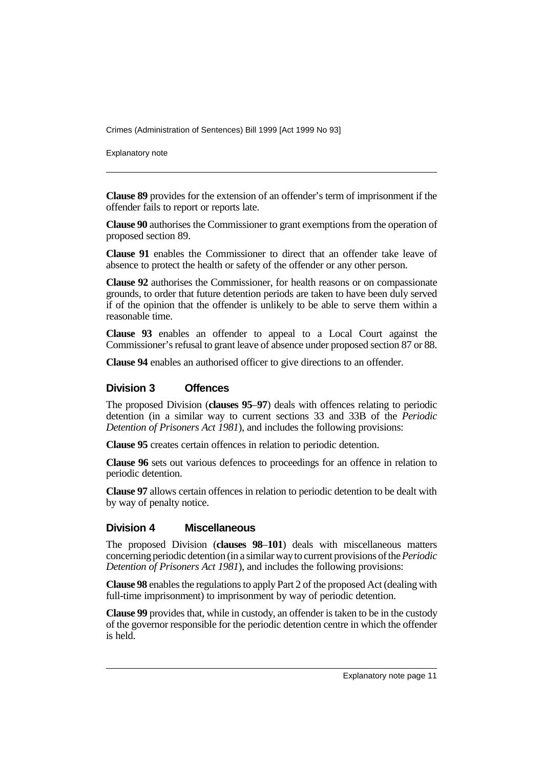**Clause 89** provides for the extension of an offender's term of imprisonment if the offender fails to report or reports late.

**Clause 90** authorises the Commissioner to grant exemptions from the operation of proposed section 89.

**Clause 91** enables the Commissioner to direct that an offender take leave of absence to protect the health or safety of the offender or any other person.

**Clause 92** authorises the Commissioner, for health reasons or on compassionate grounds, to order that future detention periods are taken to have been duly served if of the opinion that the offender is unlikely to be able to serve them within a reasonable time.

**Clause 93** enables an offender to appeal to a Local Court against the Commissioner's refusal to grant leave of absence under proposed section 87 or 88.

**Clause 94** enables an authorised officer to give directions to an offender.

### Division 3 Offences

The proposed Division (**clauses 95**–**97**) deals with offences relating to periodic detention (in a similar way to current sections 33 and 33B of the *Periodic Detention of Prisoners Act 1981*), and includes the following provisions:

**Clause 95** creates certain offences in relation to periodic detention.

**Clause 96** sets out various defences to proceedings for an offence in relation to periodic detention.

**Clause 97** allows certain offences in relation to periodic detention to be dealt with by way of penalty notice.

### Division 4 Miscellaneous

The proposed Division (**clauses 98**–**101**) deals with miscellaneous matters concerning periodic detention (in a similar way to current provisions of the *Periodic Detention of Prisoners Act 1981*), and includes the following provisions:

**Clause 98** enables the regulations to apply Part 2 of the proposed Act (dealing with full-time imprisonment) to imprisonment by way of periodic detention.

**Clause 99** provides that, while in custody, an offender is taken to be in the custody of the governor responsible for the periodic detention centre in which the offender is held.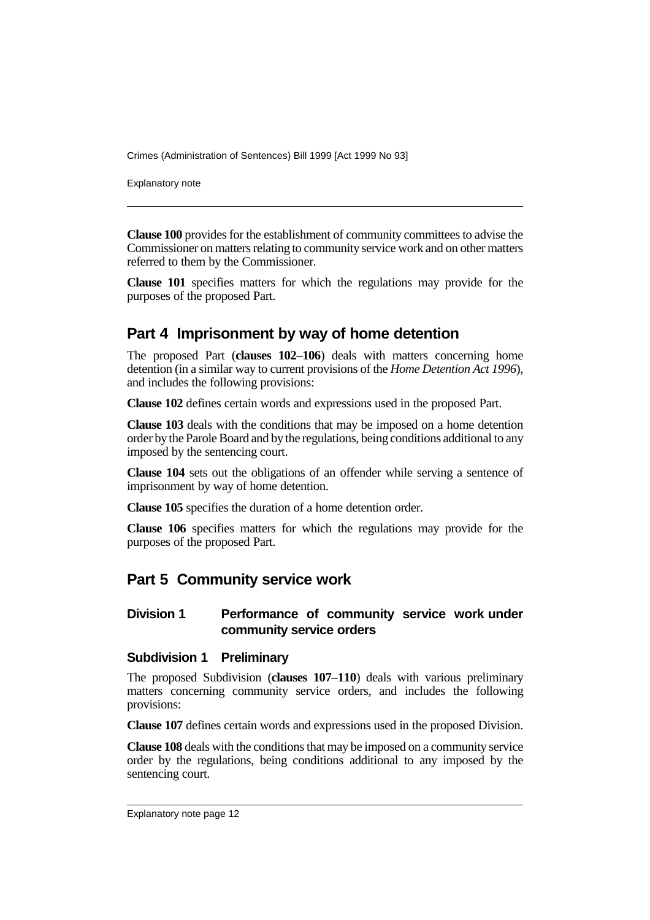**Clause 100** provides for the establishment of community committees to advise the Commissioner on matters relating to community service work and on other matters referred to them by the Commissioner.

**Clause 101** specifies matters for which the regulations may provide for the purposes of the proposed Part.

## Part 4 Imprisonment by way of home detention

The proposed Part (**clauses 102**–**106**) deals with matters concerning home detention (in a similar way to current provisions of the *Home Detention Act 1996*), and includes the following provisions:

**Clause 102** defines certain words and expressions used in the proposed Part.

**Clause 103** deals with the conditions that may be imposed on a home detention order by the Parole Board and by the regulations, being conditions additional to any imposed by the sentencing court.

**Clause 104** sets out the obligations of an offender while serving a sentence of imprisonment by way of home detention.

**Clause 105** specifies the duration of a home detention order.

**Clause 106** specifies matters for which the regulations may provide for the purposes of the proposed Part.

## Part 5 Community service work

### Division 1 Performance of community service work under community service orders

#### Subdivision 1 Preliminary

The proposed Subdivision (**clauses 107**–**110**) deals with various preliminary matters concerning community service orders, and includes the following provisions:

**Clause 107** defines certain words and expressions used in the proposed Division.

**Clause 108** deals with the conditions that may be imposed on a community service order by the regulations, being conditions additional to any imposed by the sentencing court.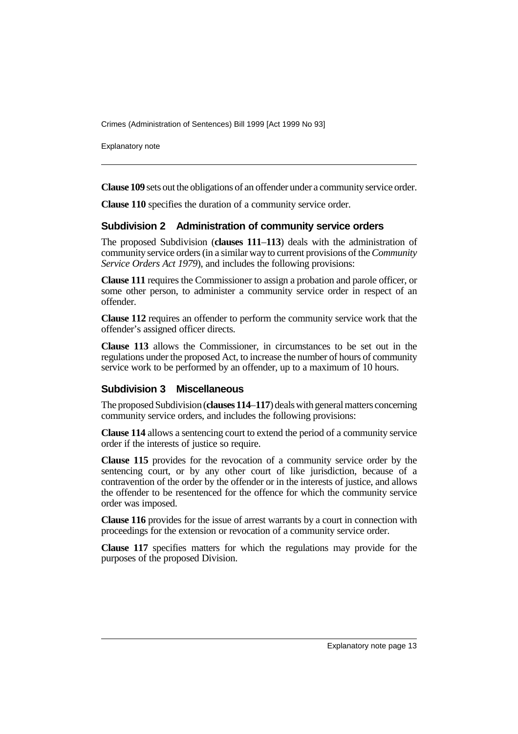**Clause 109** sets out the obligations of an offender under a community service order.

**Clause 110** specifies the duration of a community service order.

### Subdivision 2 Administration of community service orders

The proposed Subdivision (**clauses 111**–**113**) deals with the administration of community service orders (in a similar way to current provisions of the *Community Service Orders Act 1979*), and includes the following provisions:

**Clause 111** requires the Commissioner to assign a probation and parole officer, or some other person, to administer a community service order in respect of an offender.

**Clause 112** requires an offender to perform the community service work that the offender's assigned officer directs.

**Clause 113** allows the Commissioner, in circumstances to be set out in the regulations under the proposed Act, to increase the number of hours of community service work to be performed by an offender, up to a maximum of 10 hours.

### Subdivision 3 Miscellaneous

The proposed Subdivision (**clauses 114**–**117**) deals with general matters concerning community service orders, and includes the following provisions:

**Clause 114** allows a sentencing court to extend the period of a community service order if the interests of justice so require.

**Clause 115** provides for the revocation of a community service order by the sentencing court, or by any other court of like jurisdiction, because of a contravention of the order by the offender or in the interests of justice, and allows the offender to be resentenced for the offence for which the community service order was imposed.

**Clause 116** provides for the issue of arrest warrants by a court in connection with proceedings for the extension or revocation of a community service order.

**Clause 117** specifies matters for which the regulations may provide for the purposes of the proposed Division.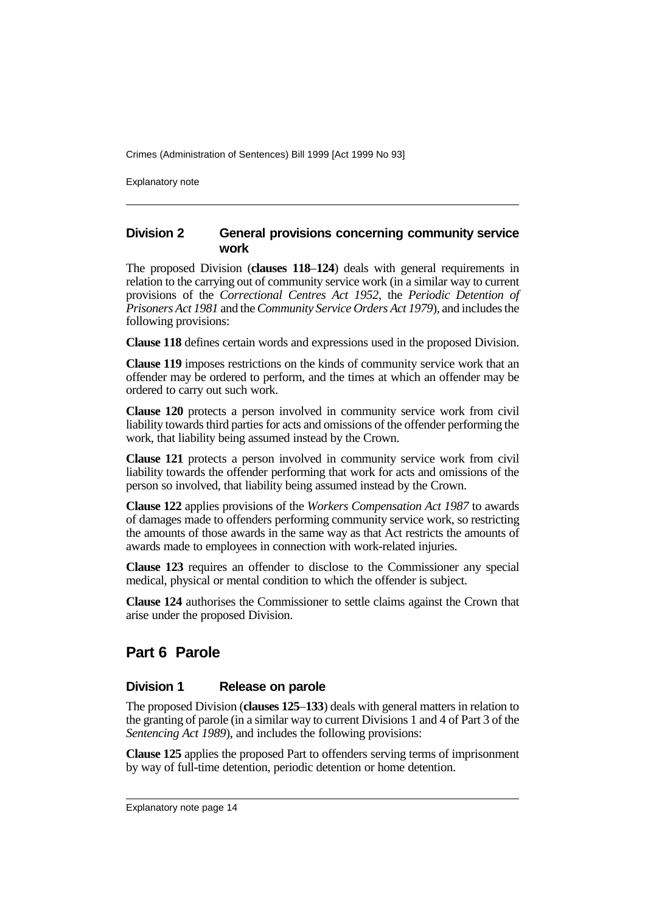### Division 2 General provisions concerning community service work

The proposed Division (**clauses 118**–**124**) deals with general requirements in relation to the carrying out of community service work (in a similar way to current provisions of the *Correctional Centres Act 1952*, the *Periodic Detention of Prisoners Act 1981* and the *Community Service Orders Act 1979*), and includes the following provisions:

**Clause 118** defines certain words and expressions used in the proposed Division.

**Clause 119** imposes restrictions on the kinds of community service work that an offender may be ordered to perform, and the times at which an offender may be ordered to carry out such work.

**Clause 120** protects a person involved in community service work from civil liability towards third parties for acts and omissions of the offender performing the work, that liability being assumed instead by the Crown.

**Clause 121** protects a person involved in community service work from civil liability towards the offender performing that work for acts and omissions of the person so involved, that liability being assumed instead by the Crown.

**Clause 122** applies provisions of the *Workers Compensation Act 1987* to awards of damages made to offenders performing community service work, so restricting the amounts of those awards in the same way as that Act restricts the amounts of awards made to employees in connection with work-related injuries.

**Clause 123** requires an offender to disclose to the Commissioner any special medical, physical or mental condition to which the offender is subject.

**Clause 124** authorises the Commissioner to settle claims against the Crown that arise under the proposed Division.

## Part 6 Parole

### Division 1 Release on parole

The proposed Division (**clauses 125**–**133**) deals with general matters in relation to the granting of parole (in a similar way to current Divisions 1 and 4 of Part 3 of the *Sentencing Act 1989*), and includes the following provisions:

**Clause 125** applies the proposed Part to offenders serving terms of imprisonment by way of full-time detention, periodic detention or home detention.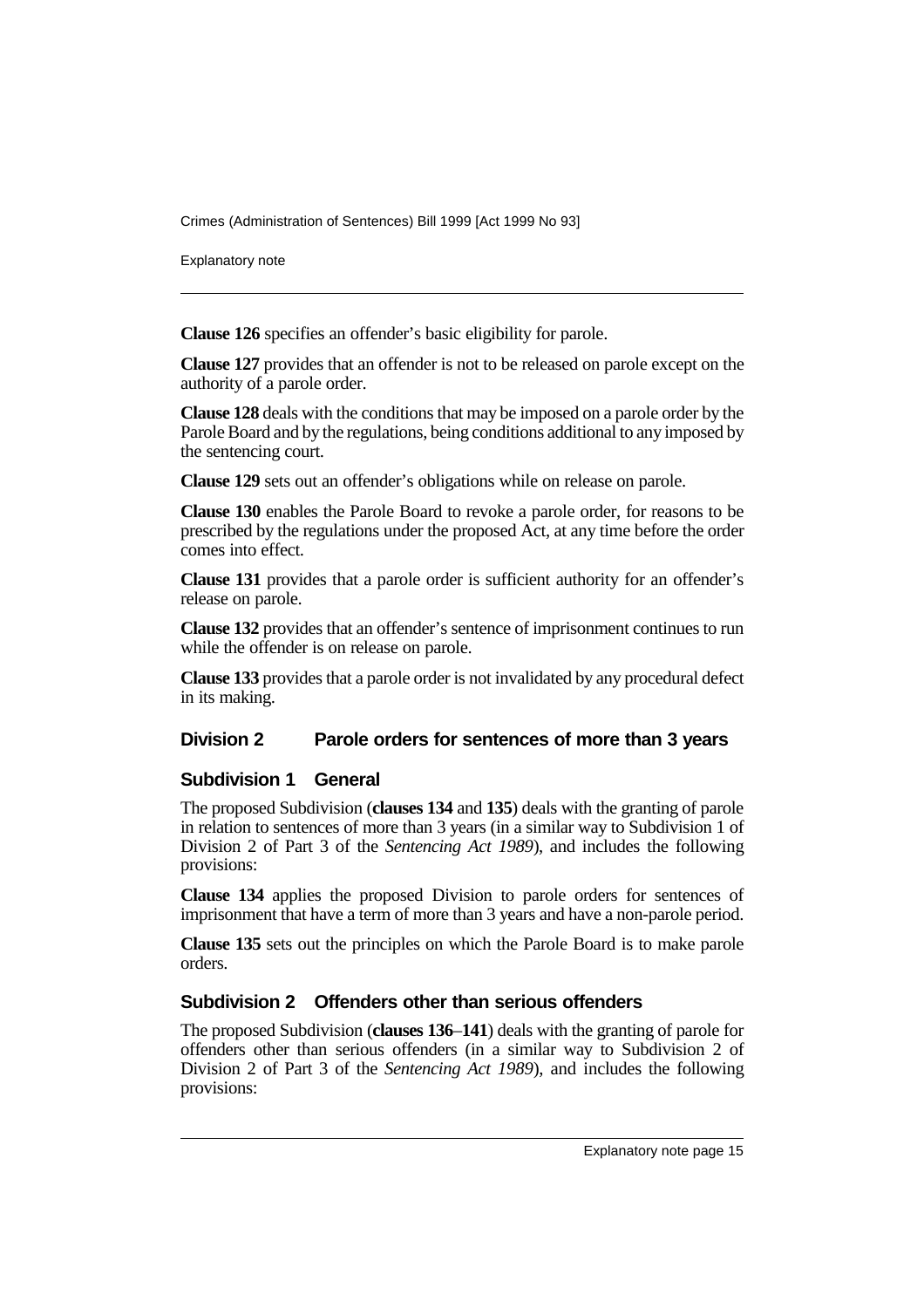**Clause 126** specifies an offender's basic eligibility for parole.

**Clause 127** provides that an offender is not to be released on parole except on the authority of a parole order.

**Clause 128** deals with the conditions that may be imposed on a parole order by the Parole Board and by the regulations, being conditions additional to any imposed by the sentencing court.

**Clause 129** sets out an offender's obligations while on release on parole.

**Clause 130** enables the Parole Board to revoke a parole order, for reasons to be prescribed by the regulations under the proposed Act, at any time before the order comes into effect.

**Clause 131** provides that a parole order is sufficient authority for an offender's release on parole.

**Clause 132** provides that an offender's sentence of imprisonment continues to run while the offender is on release on parole.

**Clause 133** provides that a parole order is not invalidated by any procedural defect in its making.

## Division 2 Parole orders for sentences of more than 3 years

### Subdivision 1 General

The proposed Subdivision (**clauses 134** and **135**) deals with the granting of parole in relation to sentences of more than 3 years (in a similar way to Subdivision 1 of Division 2 of Part 3 of the *Sentencing Act 1989*), and includes the following provisions:

**Clause 134** applies the proposed Division to parole orders for sentences of imprisonment that have a term of more than 3 years and have a non-parole period.

**Clause 135** sets out the principles on which the Parole Board is to make parole orders.

### Subdivision 2 Offenders other than serious offenders

The proposed Subdivision (**clauses 136**–**141**) deals with the granting of parole for offenders other than serious offenders (in a similar way to Subdivision 2 of Division 2 of Part 3 of the *Sentencing Act 1989*), and includes the following provisions: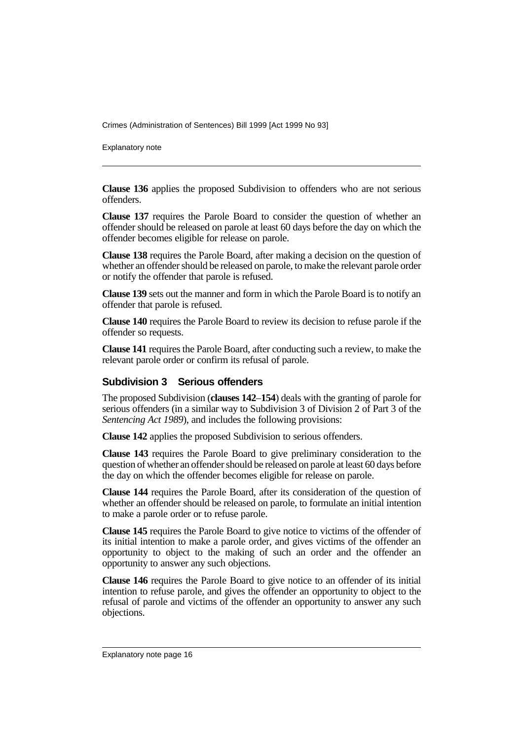**Clause 136** applies the proposed Subdivision to offenders who are not serious offenders.

**Clause 137** requires the Parole Board to consider the question of whether an offender should be released on parole at least 60 days before the day on which the offender becomes eligible for release on parole.

**Clause 138** requires the Parole Board, after making a decision on the question of whether an offender should be released on parole, to make the relevant parole order or notify the offender that parole is refused.

**Clause 139** sets out the manner and form in which the Parole Board is to notify an offender that parole is refused.

**Clause 140** requires the Parole Board to review its decision to refuse parole if the offender so requests.

**Clause 141** requires the Parole Board, after conducting such a review, to make the relevant parole order or confirm its refusal of parole.

### Subdivision 3 Serious offenders

The proposed Subdivision (**clauses 142**–**154**) deals with the granting of parole for serious offenders (in a similar way to Subdivision 3 of Division 2 of Part 3 of the *Sentencing Act 1989*), and includes the following provisions:

**Clause 142** applies the proposed Subdivision to serious offenders.

**Clause 143** requires the Parole Board to give preliminary consideration to the question of whether an offender should be released on parole at least 60 days before the day on which the offender becomes eligible for release on parole.

**Clause 144** requires the Parole Board, after its consideration of the question of whether an offender should be released on parole, to formulate an initial intention to make a parole order or to refuse parole.

**Clause 145** requires the Parole Board to give notice to victims of the offender of its initial intention to make a parole order, and gives victims of the offender an opportunity to object to the making of such an order and the offender an opportunity to answer any such objections.

**Clause 146** requires the Parole Board to give notice to an offender of its initial intention to refuse parole, and gives the offender an opportunity to object to the refusal of parole and victims of the offender an opportunity to answer any such objections.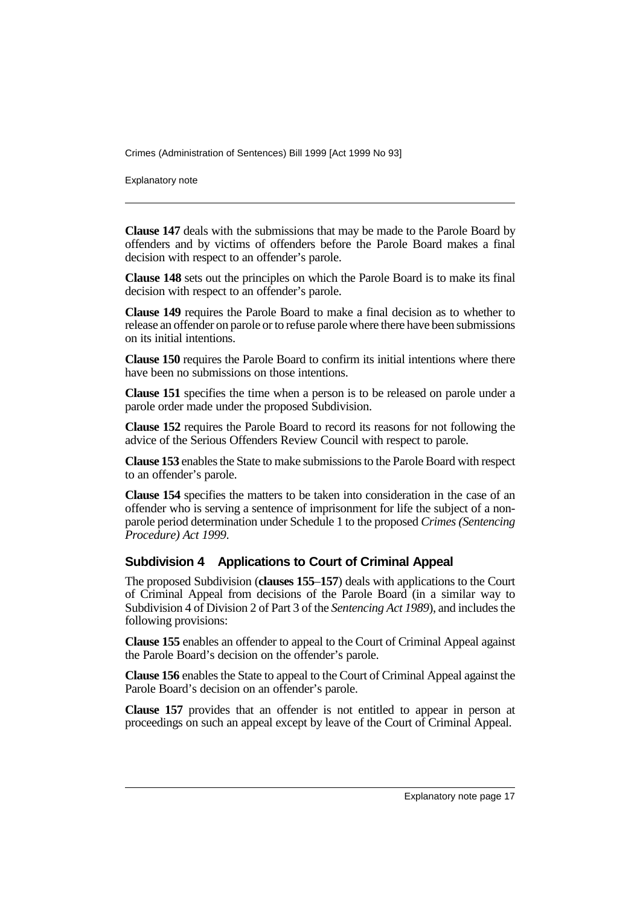**Clause 147** deals with the submissions that may be made to the Parole Board by offenders and by victims of offenders before the Parole Board makes a final decision with respect to an offender's parole.

**Clause 148** sets out the principles on which the Parole Board is to make its final decision with respect to an offender's parole.

**Clause 149** requires the Parole Board to make a final decision as to whether to release an offender on parole or to refuse parole where there have been submissions on its initial intentions.

**Clause 150** requires the Parole Board to confirm its initial intentions where there have been no submissions on those intentions.

**Clause 151** specifies the time when a person is to be released on parole under a parole order made under the proposed Subdivision.

**Clause 152** requires the Parole Board to record its reasons for not following the advice of the Serious Offenders Review Council with respect to parole.

**Clause 153** enables the State to make submissions to the Parole Board with respect to an offender's parole.

**Clause 154** specifies the matters to be taken into consideration in the case of an offender who is serving a sentence of imprisonment for life the subject of a non-parole period determination under Schedule 1 to the proposed *Crimes (Sentencing Procedure) Act 1999*.

### Subdivision 4 Applications to Court of Criminal Appeal

The proposed Subdivision (**clauses 155**–**157**) deals with applications to the Court of Criminal Appeal from decisions of the Parole Board (in a similar way to Subdivision 4 of Division 2 of Part 3 of the *Sentencing Act 1989*), and includes the following provisions:

**Clause 155** enables an offender to appeal to the Court of Criminal Appeal against the Parole Board's decision on the offender's parole.

**Clause 156** enables the State to appeal to the Court of Criminal Appeal against the Parole Board's decision on an offender's parole.

**Clause 157** provides that an offender is not entitled to appear in person at proceedings on such an appeal except by leave of the Court of Criminal Appeal.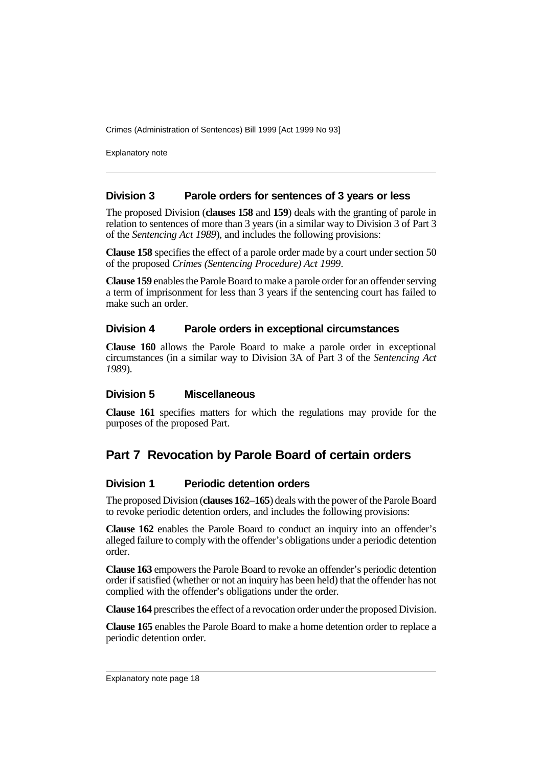### Division 3 Parole orders for sentences of 3 years or less

The proposed Division (**clauses 158** and **159**) deals with the granting of parole in relation to sentences of more than 3 years (in a similar way to Division 3 of Part 3 of the *Sentencing Act 1989*), and includes the following provisions:

**Clause 158** specifies the effect of a parole order made by a court under section 50 of the proposed *Crimes (Sentencing Procedure) Act 1999*.

**Clause 159** enables the Parole Board to make a parole order for an offender serving a term of imprisonment for less than 3 years if the sentencing court has failed to make such an order.

### Division 4 Parole orders in exceptional circumstances

**Clause 160** allows the Parole Board to make a parole order in exceptional circumstances (in a similar way to Division 3A of Part 3 of the *Sentencing Act 1989*).

### Division 5 Miscellaneous

**Clause 161** specifies matters for which the regulations may provide for the purposes of the proposed Part.

## Part 7 Revocation by Parole Board of certain orders

### Division 1 Periodic detention orders

The proposed Division (**clauses 162**–**165**) deals with the power of the Parole Board to revoke periodic detention orders, and includes the following provisions:

**Clause 162** enables the Parole Board to conduct an inquiry into an offender's alleged failure to comply with the offender's obligations under a periodic detention order.

**Clause 163** empowers the Parole Board to revoke an offender's periodic detention order if satisfied (whether or not an inquiry has been held) that the offender has not complied with the offender's obligations under the order.

**Clause 164** prescribes the effect of a revocation order under the proposed Division.

**Clause 165** enables the Parole Board to make a home detention order to replace a periodic detention order.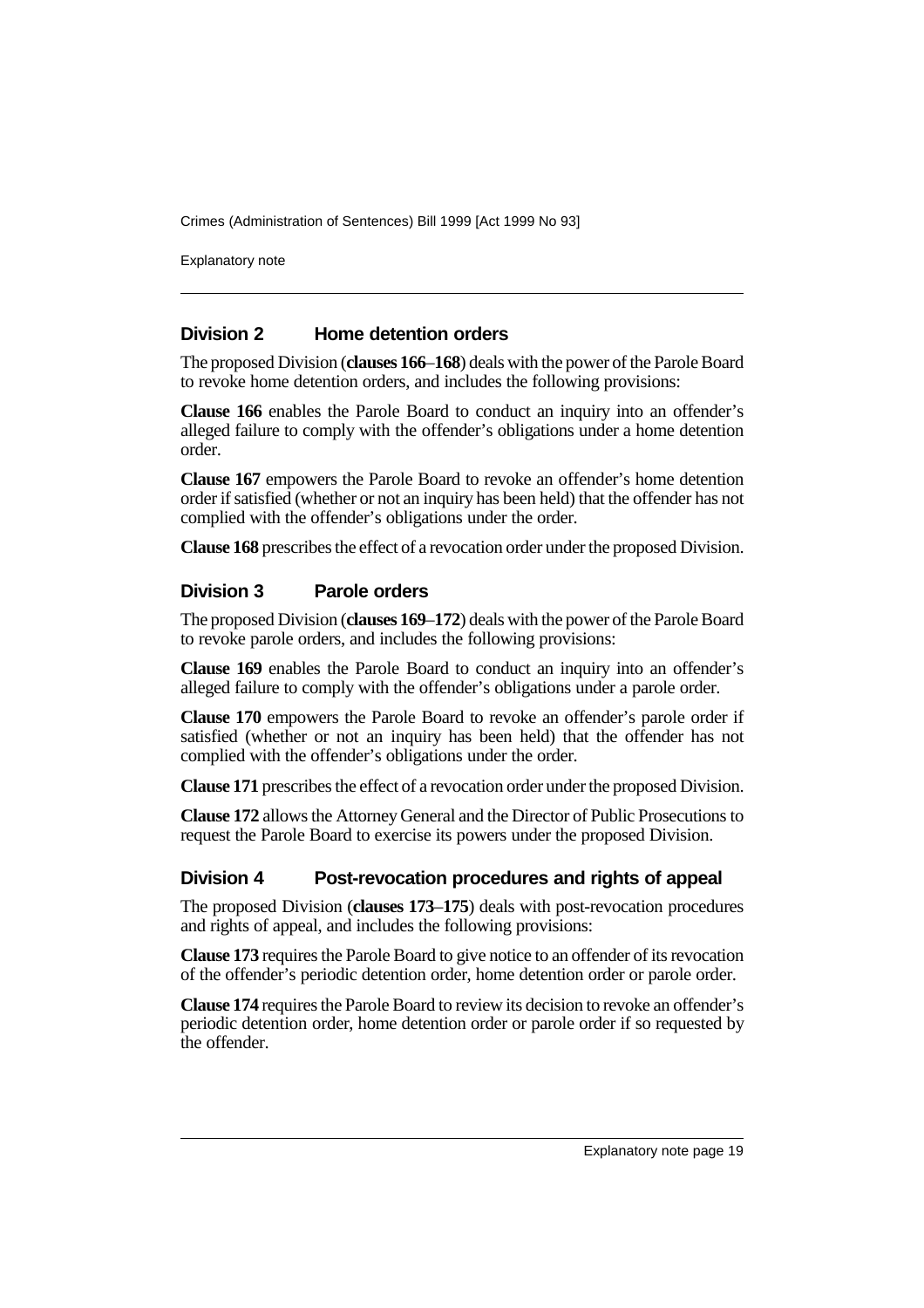## Division 2 Home detention orders

The proposed Division (**clauses 166**–**168**) deals with the power of the Parole Board to revoke home detention orders, and includes the following provisions:

**Clause 166** enables the Parole Board to conduct an inquiry into an offender's alleged failure to comply with the offender's obligations under a home detention order.

**Clause 167** empowers the Parole Board to revoke an offender's home detention order if satisfied (whether or not an inquiry has been held) that the offender has not complied with the offender's obligations under the order.

**Clause 168** prescribes the effect of a revocation order under the proposed Division.

## Division 3 Parole orders

The proposed Division (**clauses 169**–**172**) deals with the power of the Parole Board to revoke parole orders, and includes the following provisions:

**Clause 169** enables the Parole Board to conduct an inquiry into an offender's alleged failure to comply with the offender's obligations under a parole order.

**Clause 170** empowers the Parole Board to revoke an offender's parole order if satisfied (whether or not an inquiry has been held) that the offender has not complied with the offender's obligations under the order.

**Clause 171** prescribes the effect of a revocation order under the proposed Division.

**Clause 172** allows the Attorney General and the Director of Public Prosecutions to request the Parole Board to exercise its powers under the proposed Division.

## Division 4 Post-revocation procedures and rights of appeal

The proposed Division (**clauses 173**–**175**) deals with post-revocation procedures and rights of appeal, and includes the following provisions:

**Clause 173** requires the Parole Board to give notice to an offender of its revocation of the offender's periodic detention order, home detention order or parole order.

**Clause 174** requires the Parole Board to review its decision to revoke an offender's periodic detention order, home detention order or parole order if so requested by the offender.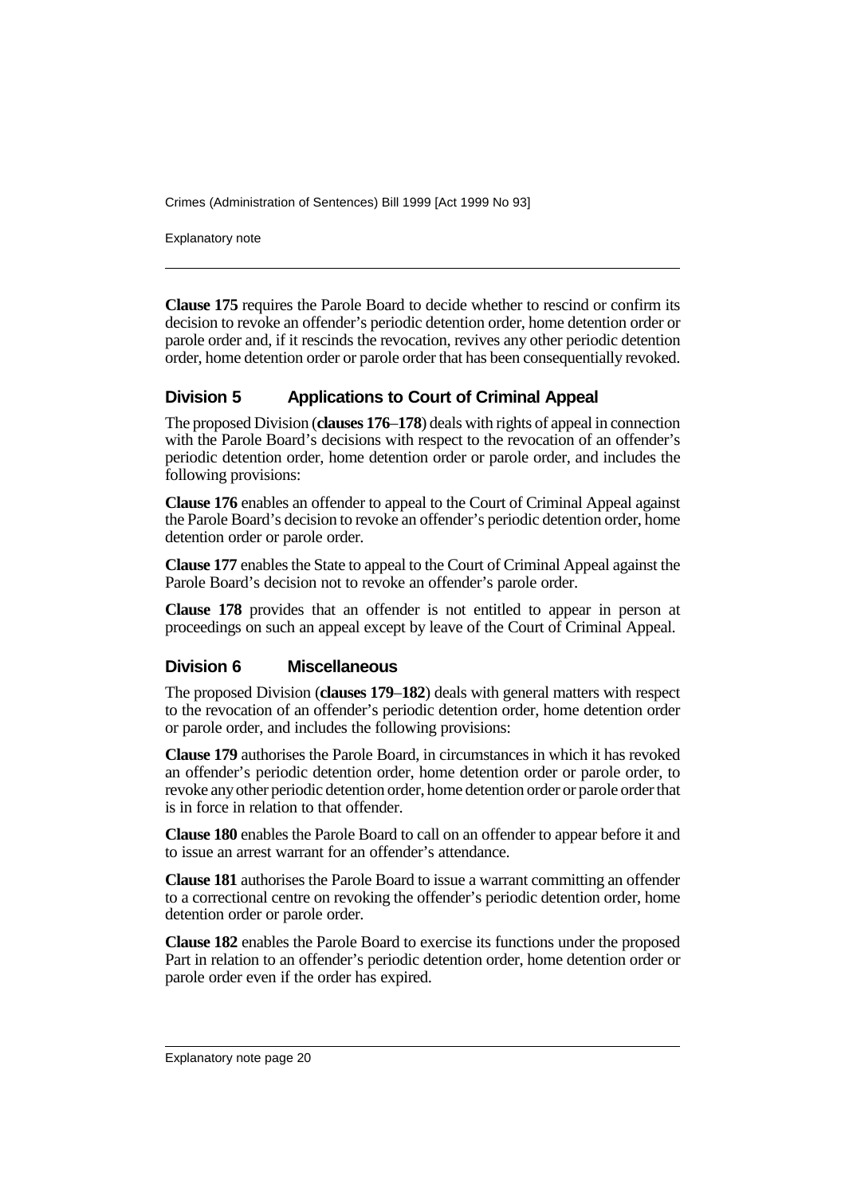**Clause 175** requires the Parole Board to decide whether to rescind or confirm its decision to revoke an offender's periodic detention order, home detention order or parole order and, if it rescinds the revocation, revives any other periodic detention order, home detention order or parole order that has been consequentially revoked.

### Division 5 Applications to Court of Criminal Appeal

The proposed Division (**clauses 176**–**178**) deals with rights of appeal in connection with the Parole Board's decisions with respect to the revocation of an offender's periodic detention order, home detention order or parole order, and includes the following provisions:

**Clause 176** enables an offender to appeal to the Court of Criminal Appeal against the Parole Board's decision to revoke an offender's periodic detention order, home detention order or parole order.

**Clause 177** enables the State to appeal to the Court of Criminal Appeal against the Parole Board's decision not to revoke an offender's parole order.

**Clause 178** provides that an offender is not entitled to appear in person at proceedings on such an appeal except by leave of the Court of Criminal Appeal.

### Division 6 Miscellaneous

The proposed Division (**clauses 179**–**182**) deals with general matters with respect to the revocation of an offender's periodic detention order, home detention order or parole order, and includes the following provisions:

**Clause 179** authorises the Parole Board, in circumstances in which it has revoked an offender's periodic detention order, home detention order or parole order, to revoke any other periodic detention order, home detention order or parole order that is in force in relation to that offender.

**Clause 180** enables the Parole Board to call on an offender to appear before it and to issue an arrest warrant for an offender's attendance.

**Clause 181** authorises the Parole Board to issue a warrant committing an offender to a correctional centre on revoking the offender's periodic detention order, home detention order or parole order.

**Clause 182** enables the Parole Board to exercise its functions under the proposed Part in relation to an offender's periodic detention order, home detention order or parole order even if the order has expired.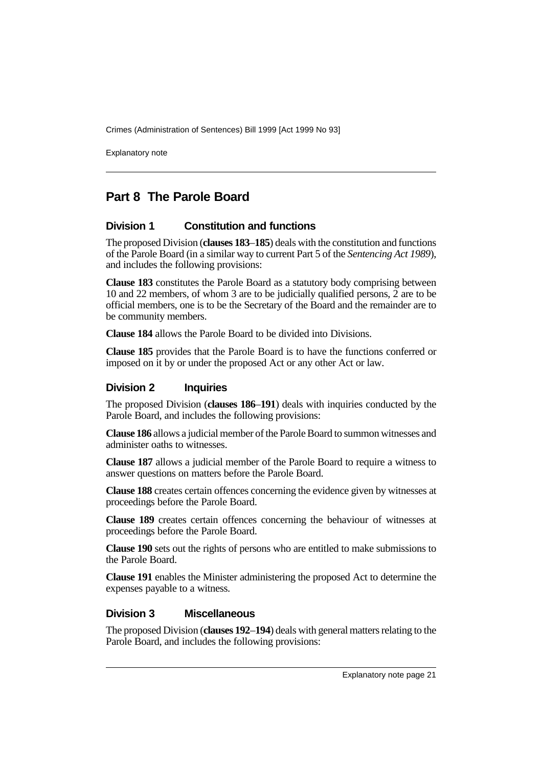## Part 8 The Parole Board

### Division 1 Constitution and functions

The proposed Division (**clauses 183**–**185**) deals with the constitution and functions of the Parole Board (in a similar way to current Part 5 of the *Sentencing Act 1989*), and includes the following provisions:

**Clause 183** constitutes the Parole Board as a statutory body comprising between 10 and 22 members, of whom 3 are to be judicially qualified persons, 2 are to be official members, one is to be the Secretary of the Board and the remainder are to be community members.

**Clause 184** allows the Parole Board to be divided into Divisions.

**Clause 185** provides that the Parole Board is to have the functions conferred or imposed on it by or under the proposed Act or any other Act or law.

### Division 2 Inquiries

The proposed Division (**clauses 186**–**191**) deals with inquiries conducted by the Parole Board, and includes the following provisions:

**Clause 186** allows a judicial member of the Parole Board to summon witnesses and administer oaths to witnesses.

**Clause 187** allows a judicial member of the Parole Board to require a witness to answer questions on matters before the Parole Board.

**Clause 188** creates certain offences concerning the evidence given by witnesses at proceedings before the Parole Board.

**Clause 189** creates certain offences concerning the behaviour of witnesses at proceedings before the Parole Board.

**Clause 190** sets out the rights of persons who are entitled to make submissions to the Parole Board.

**Clause 191** enables the Minister administering the proposed Act to determine the expenses payable to a witness.

### Division 3 Miscellaneous

The proposed Division (**clauses 192**–**194**) deals with general matters relating to the Parole Board, and includes the following provisions: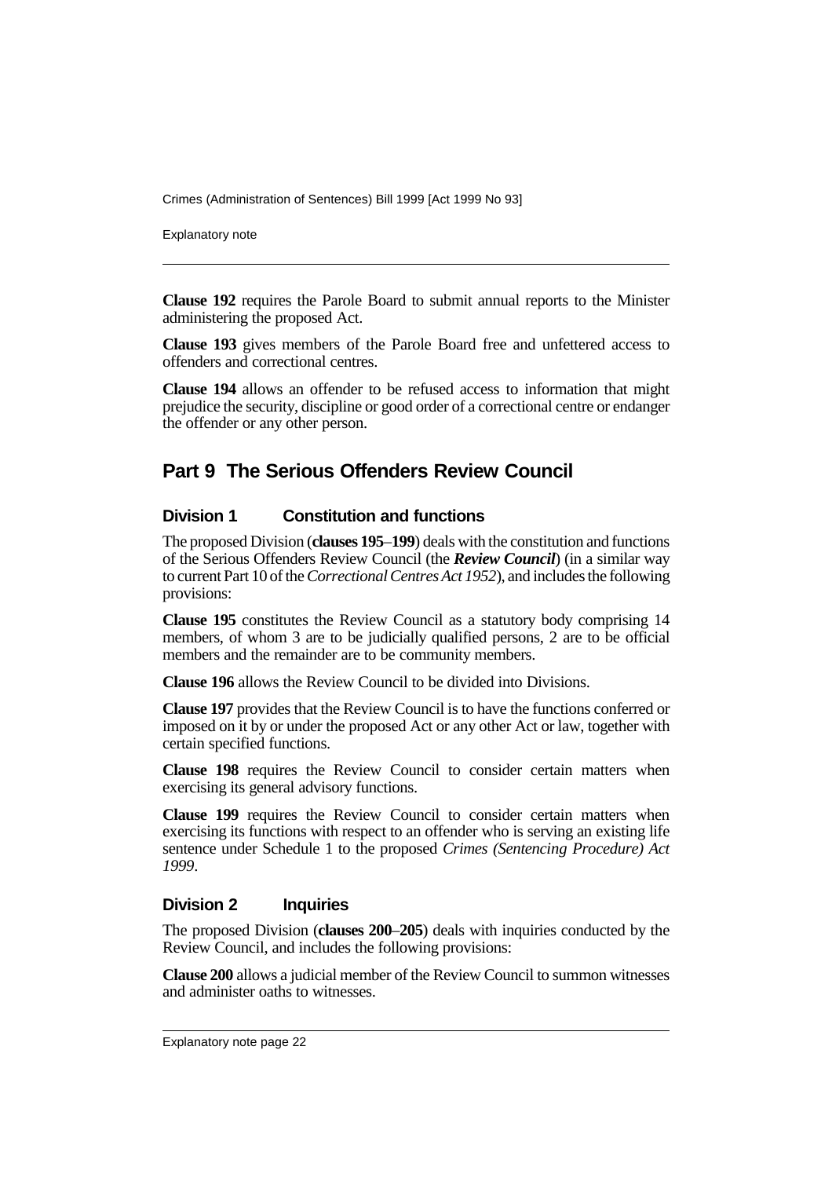**Clause 192** requires the Parole Board to submit annual reports to the Minister administering the proposed Act.

**Clause 193** gives members of the Parole Board free and unfettered access to offenders and correctional centres.

**Clause 194** allows an offender to be refused access to information that might prejudice the security, discipline or good order of a correctional centre or endanger the offender or any other person.

## Part 9 The Serious Offenders Review Council

### Division 1 Constitution and functions

The proposed Division (**clauses 195–199**) deals with the constitution and functions of the Serious Offenders Review Council (the ***Review Council***) (in a similar way to current Part 10 of the *Correctional Centres Act 1952*), and includes the following provisions:

**Clause 195** constitutes the Review Council as a statutory body comprising 14 members, of whom 3 are to be judicially qualified persons, 2 are to be official members and the remainder are to be community members.

**Clause 196** allows the Review Council to be divided into Divisions.

**Clause 197** provides that the Review Council is to have the functions conferred or imposed on it by or under the proposed Act or any other Act or law, together with certain specified functions.

**Clause 198** requires the Review Council to consider certain matters when exercising its general advisory functions.

**Clause 199** requires the Review Council to consider certain matters when exercising its functions with respect to an offender who is serving an existing life sentence under Schedule 1 to the proposed *Crimes (Sentencing Procedure) Act 1999*.

### Division 2 Inquiries

The proposed Division (**clauses 200–205**) deals with inquiries conducted by the Review Council, and includes the following provisions:

**Clause 200** allows a judicial member of the Review Council to summon witnesses and administer oaths to witnesses.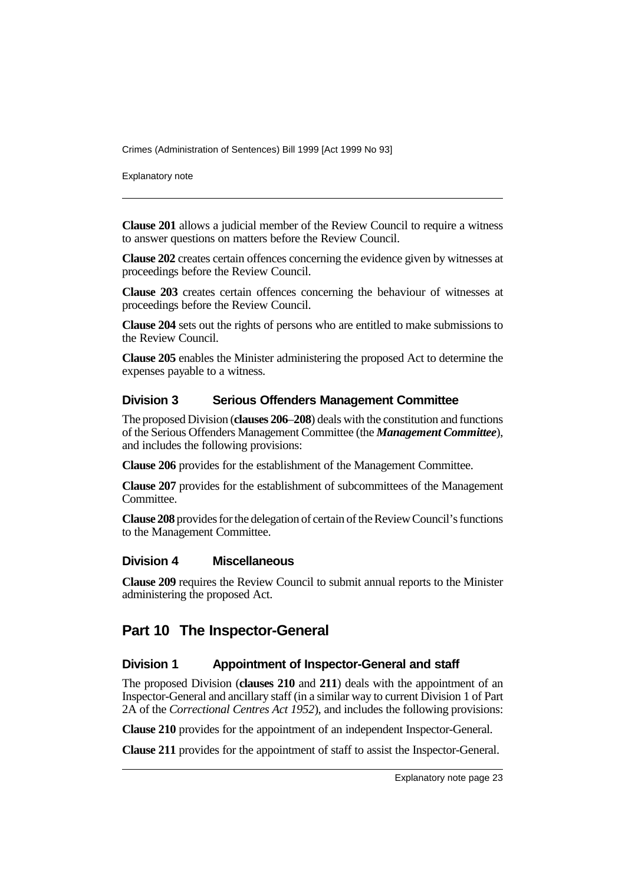**Clause 201** allows a judicial member of the Review Council to require a witness to answer questions on matters before the Review Council.

**Clause 202** creates certain offences concerning the evidence given by witnesses at proceedings before the Review Council.

**Clause 203** creates certain offences concerning the behaviour of witnesses at proceedings before the Review Council.

**Clause 204** sets out the rights of persons who are entitled to make submissions to the Review Council.

**Clause 205** enables the Minister administering the proposed Act to determine the expenses payable to a witness.

### Division 3 Serious Offenders Management Committee

The proposed Division (**clauses 206**–**208**) deals with the constitution and functions of the Serious Offenders Management Committee (the ***Management Committee***), and includes the following provisions:

**Clause 206** provides for the establishment of the Management Committee.

**Clause 207** provides for the establishment of subcommittees of the Management Committee.

**Clause 208** provides for the delegation of certain of the Review Council's functions to the Management Committee.

### Division 4 Miscellaneous

**Clause 209** requires the Review Council to submit annual reports to the Minister administering the proposed Act.

## Part 10 The Inspector-General

### Division 1 Appointment of Inspector-General and staff

The proposed Division (**clauses 210** and **211**) deals with the appointment of an Inspector-General and ancillary staff (in a similar way to current Division 1 of Part 2A of the *Correctional Centres Act 1952*), and includes the following provisions:

**Clause 210** provides for the appointment of an independent Inspector-General.

**Clause 211** provides for the appointment of staff to assist the Inspector-General.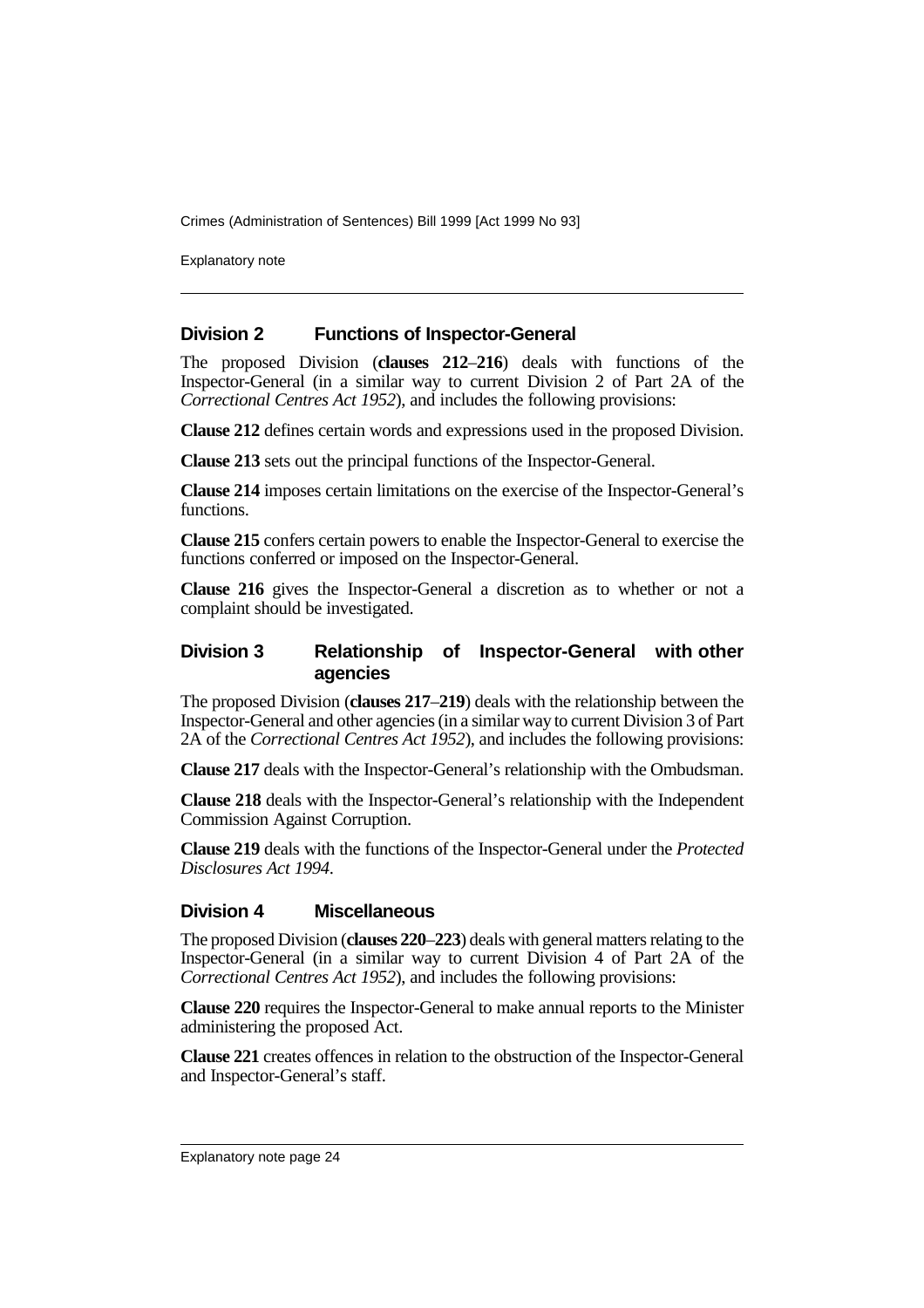### Division 2 Functions of Inspector-General

The proposed Division (**clauses 212**–**216**) deals with functions of the Inspector-General (in a similar way to current Division 2 of Part 2A of the *Correctional Centres Act 1952*), and includes the following provisions:

**Clause 212** defines certain words and expressions used in the proposed Division.

**Clause 213** sets out the principal functions of the Inspector-General.

**Clause 214** imposes certain limitations on the exercise of the Inspector-General's functions.

**Clause 215** confers certain powers to enable the Inspector-General to exercise the functions conferred or imposed on the Inspector-General.

**Clause 216** gives the Inspector-General a discretion as to whether or not a complaint should be investigated.

### Division 3 Relationship of Inspector-General with other agencies

The proposed Division (**clauses 217**–**219**) deals with the relationship between the Inspector-General and other agencies (in a similar way to current Division 3 of Part 2A of the *Correctional Centres Act 1952*), and includes the following provisions:

**Clause 217** deals with the Inspector-General's relationship with the Ombudsman.

**Clause 218** deals with the Inspector-General's relationship with the Independent Commission Against Corruption.

**Clause 219** deals with the functions of the Inspector-General under the *Protected Disclosures Act 1994*.

### Division 4 Miscellaneous

The proposed Division (**clauses 220**–**223**) deals with general matters relating to the Inspector-General (in a similar way to current Division 4 of Part 2A of the *Correctional Centres Act 1952*), and includes the following provisions:

**Clause 220** requires the Inspector-General to make annual reports to the Minister administering the proposed Act.

**Clause 221** creates offences in relation to the obstruction of the Inspector-General and Inspector-General's staff.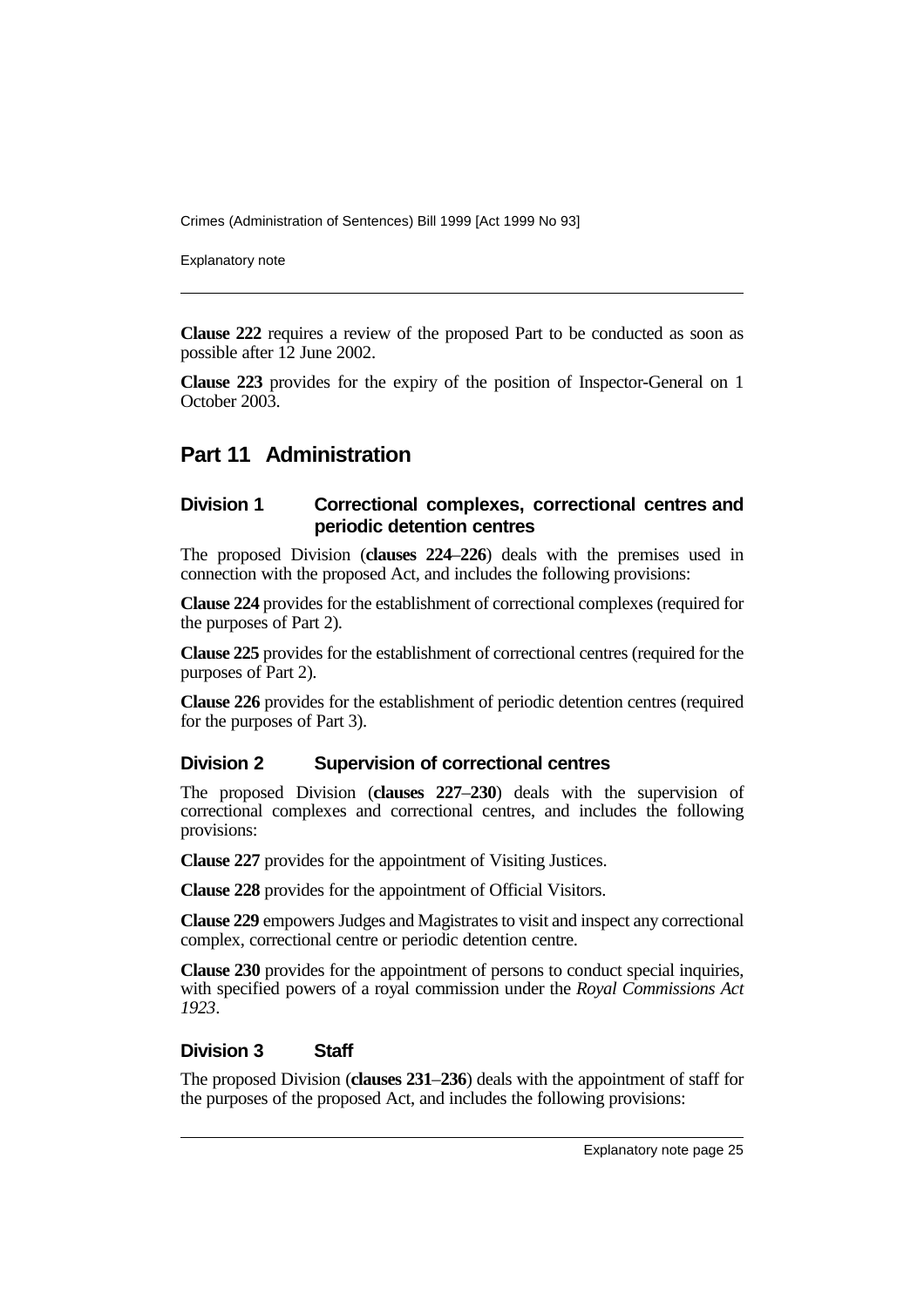**Clause 222** requires a review of the proposed Part to be conducted as soon as possible after 12 June 2002.

**Clause 223** provides for the expiry of the position of Inspector-General on 1 October 2003.

## Part 11 Administration

### Division 1 Correctional complexes, correctional centres and periodic detention centres

The proposed Division (**clauses 224**–**226**) deals with the premises used in connection with the proposed Act, and includes the following provisions:

**Clause 224** provides for the establishment of correctional complexes (required for the purposes of Part 2).

**Clause 225** provides for the establishment of correctional centres (required for the purposes of Part 2).

**Clause 226** provides for the establishment of periodic detention centres (required for the purposes of Part 3).

### Division 2 Supervision of correctional centres

The proposed Division (**clauses 227**–**230**) deals with the supervision of correctional complexes and correctional centres, and includes the following provisions:

**Clause 227** provides for the appointment of Visiting Justices.

**Clause 228** provides for the appointment of Official Visitors.

**Clause 229** empowers Judges and Magistrates to visit and inspect any correctional complex, correctional centre or periodic detention centre.

**Clause 230** provides for the appointment of persons to conduct special inquiries, with specified powers of a royal commission under the *Royal Commissions Act 1923*.

### Division 3 Staff

The proposed Division (**clauses 231**–**236**) deals with the appointment of staff for the purposes of the proposed Act, and includes the following provisions: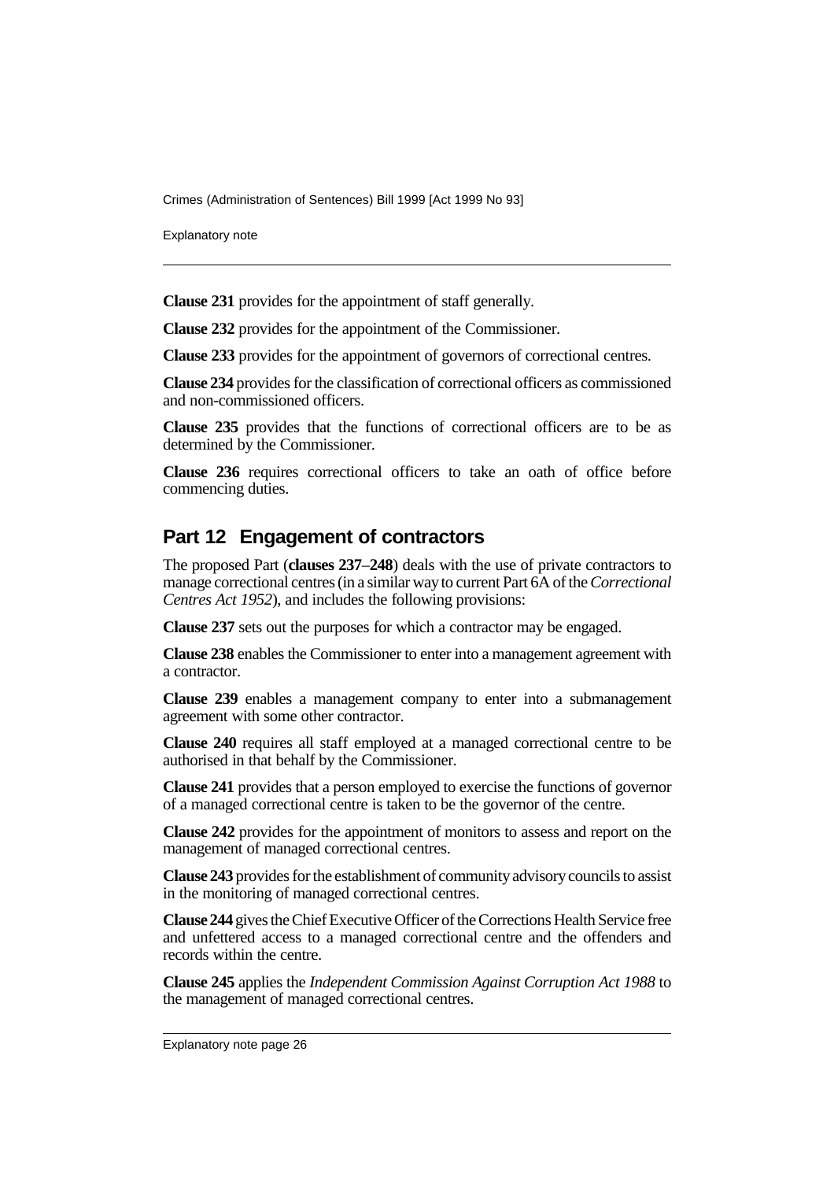**Clause 231** provides for the appointment of staff generally.

**Clause 232** provides for the appointment of the Commissioner.

**Clause 233** provides for the appointment of governors of correctional centres.

**Clause 234** provides for the classification of correctional officers as commissioned and non-commissioned officers.

**Clause 235** provides that the functions of correctional officers are to be as determined by the Commissioner.

**Clause 236** requires correctional officers to take an oath of office before commencing duties.

## Part 12 Engagement of contractors

The proposed Part (**clauses 237**–**248**) deals with the use of private contractors to manage correctional centres (in a similar way to current Part 6A of the *Correctional Centres Act 1952*), and includes the following provisions:

**Clause 237** sets out the purposes for which a contractor may be engaged.

**Clause 238** enables the Commissioner to enter into a management agreement with a contractor.

**Clause 239** enables a management company to enter into a submanagement agreement with some other contractor.

**Clause 240** requires all staff employed at a managed correctional centre to be authorised in that behalf by the Commissioner.

**Clause 241** provides that a person employed to exercise the functions of governor of a managed correctional centre is taken to be the governor of the centre.

**Clause 242** provides for the appointment of monitors to assess and report on the management of managed correctional centres.

**Clause 243** provides for the establishment of community advisory councils to assist in the monitoring of managed correctional centres.

**Clause 244** gives the Chief Executive Officer of the Corrections Health Service free and unfettered access to a managed correctional centre and the offenders and records within the centre.

**Clause 245** applies the *Independent Commission Against Corruption Act 1988* to the management of managed correctional centres.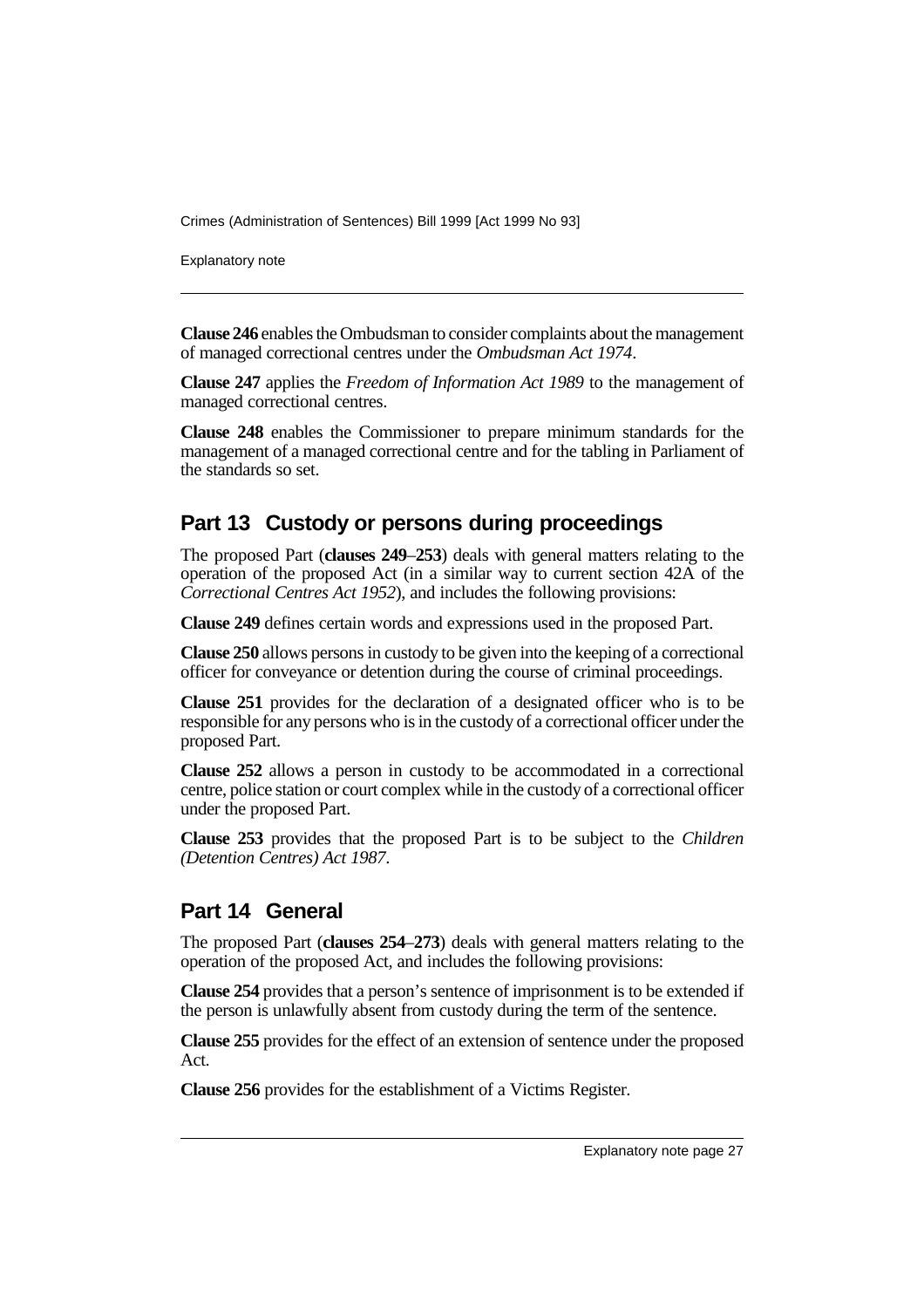**Clause 246** enables the Ombudsman to consider complaints about the management of managed correctional centres under the *Ombudsman Act 1974*.

**Clause 247** applies the *Freedom of Information Act 1989* to the management of managed correctional centres.

**Clause 248** enables the Commissioner to prepare minimum standards for the management of a managed correctional centre and for the tabling in Parliament of the standards so set.

## Part 13 Custody or persons during proceedings

The proposed Part (**clauses 249**–**253**) deals with general matters relating to the operation of the proposed Act (in a similar way to current section 42A of the *Correctional Centres Act 1952*), and includes the following provisions:

**Clause 249** defines certain words and expressions used in the proposed Part.

**Clause 250** allows persons in custody to be given into the keeping of a correctional officer for conveyance or detention during the course of criminal proceedings.

**Clause 251** provides for the declaration of a designated officer who is to be responsible for any persons who is in the custody of a correctional officer under the proposed Part.

**Clause 252** allows a person in custody to be accommodated in a correctional centre, police station or court complex while in the custody of a correctional officer under the proposed Part.

**Clause 253** provides that the proposed Part is to be subject to the *Children (Detention Centres) Act 1987*.

## Part 14 General

The proposed Part (**clauses 254**–**273**) deals with general matters relating to the operation of the proposed Act, and includes the following provisions:

**Clause 254** provides that a person's sentence of imprisonment is to be extended if the person is unlawfully absent from custody during the term of the sentence.

**Clause 255** provides for the effect of an extension of sentence under the proposed Act.

**Clause 256** provides for the establishment of a Victims Register.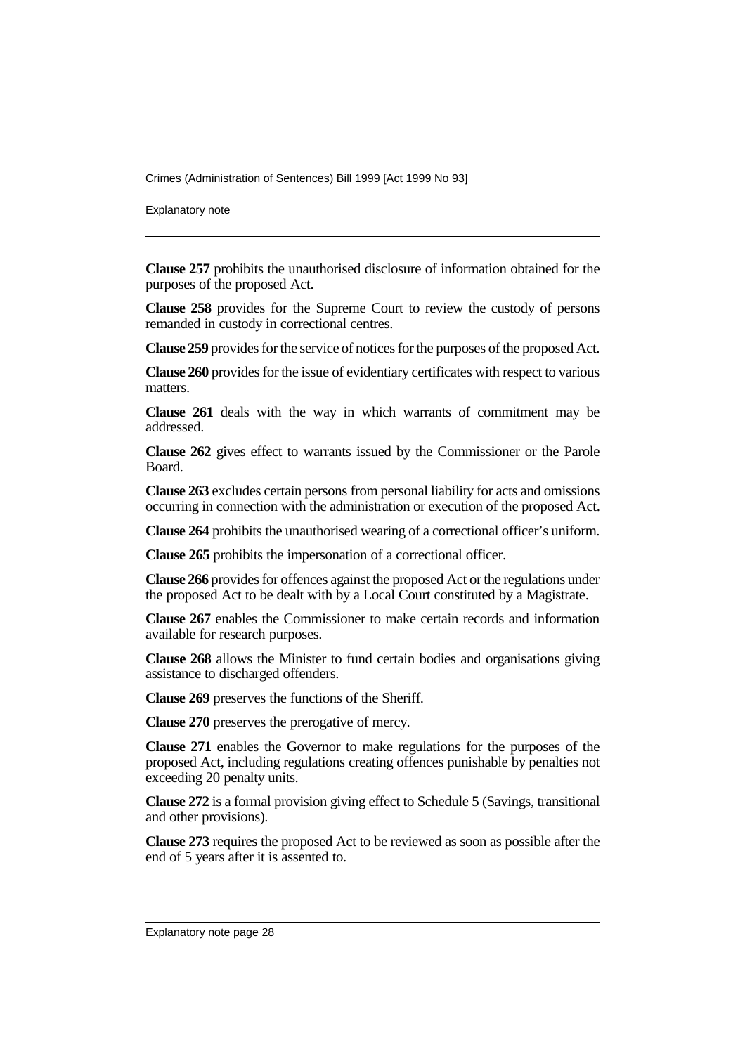**Clause 257** prohibits the unauthorised disclosure of information obtained for the purposes of the proposed Act.

**Clause 258** provides for the Supreme Court to review the custody of persons remanded in custody in correctional centres.

**Clause 259** provides for the service of notices for the purposes of the proposed Act.

**Clause 260** provides for the issue of evidentiary certificates with respect to various matters.

**Clause 261** deals with the way in which warrants of commitment may be addressed.

**Clause 262** gives effect to warrants issued by the Commissioner or the Parole Board.

**Clause 263** excludes certain persons from personal liability for acts and omissions occurring in connection with the administration or execution of the proposed Act.

**Clause 264** prohibits the unauthorised wearing of a correctional officer's uniform.

**Clause 265** prohibits the impersonation of a correctional officer.

**Clause 266** provides for offences against the proposed Act or the regulations under the proposed Act to be dealt with by a Local Court constituted by a Magistrate.

**Clause 267** enables the Commissioner to make certain records and information available for research purposes.

**Clause 268** allows the Minister to fund certain bodies and organisations giving assistance to discharged offenders.

**Clause 269** preserves the functions of the Sheriff.

**Clause 270** preserves the prerogative of mercy.

**Clause 271** enables the Governor to make regulations for the purposes of the proposed Act, including regulations creating offences punishable by penalties not exceeding 20 penalty units.

**Clause 272** is a formal provision giving effect to Schedule 5 (Savings, transitional and other provisions).

**Clause 273** requires the proposed Act to be reviewed as soon as possible after the end of 5 years after it is assented to.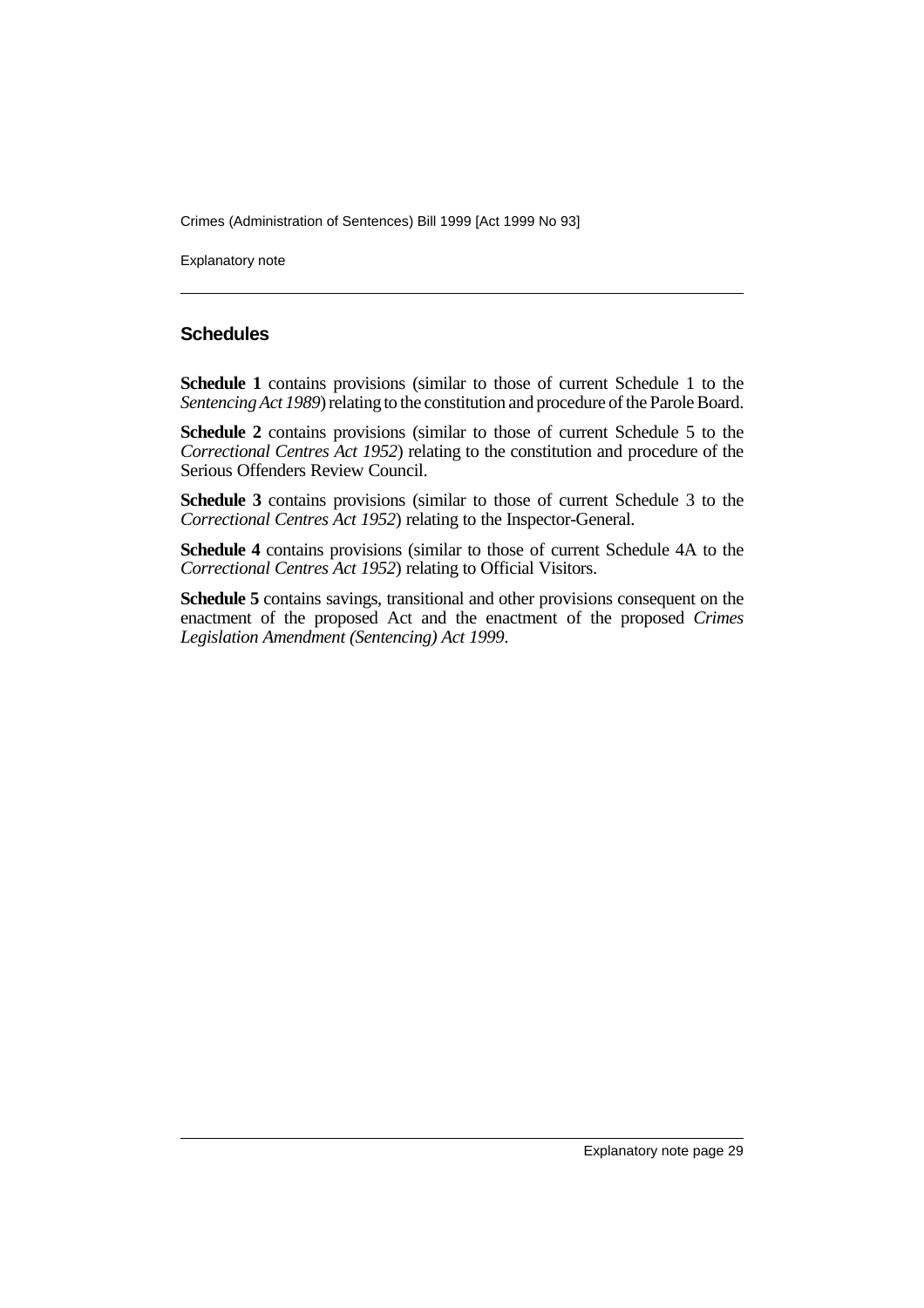## Schedules

**Schedule 1** contains provisions (similar to those of current Schedule 1 to the *Sentencing Act 1989*) relating to the constitution and procedure of the Parole Board.

**Schedule 2** contains provisions (similar to those of current Schedule 5 to the *Correctional Centres Act 1952*) relating to the constitution and procedure of the Serious Offenders Review Council.

**Schedule 3** contains provisions (similar to those of current Schedule 3 to the *Correctional Centres Act 1952*) relating to the Inspector-General.

**Schedule 4** contains provisions (similar to those of current Schedule 4A to the *Correctional Centres Act 1952*) relating to Official Visitors.

**Schedule 5** contains savings, transitional and other provisions consequent on the enactment of the proposed Act and the enactment of the proposed *Crimes Legislation Amendment (Sentencing) Act 1999*.